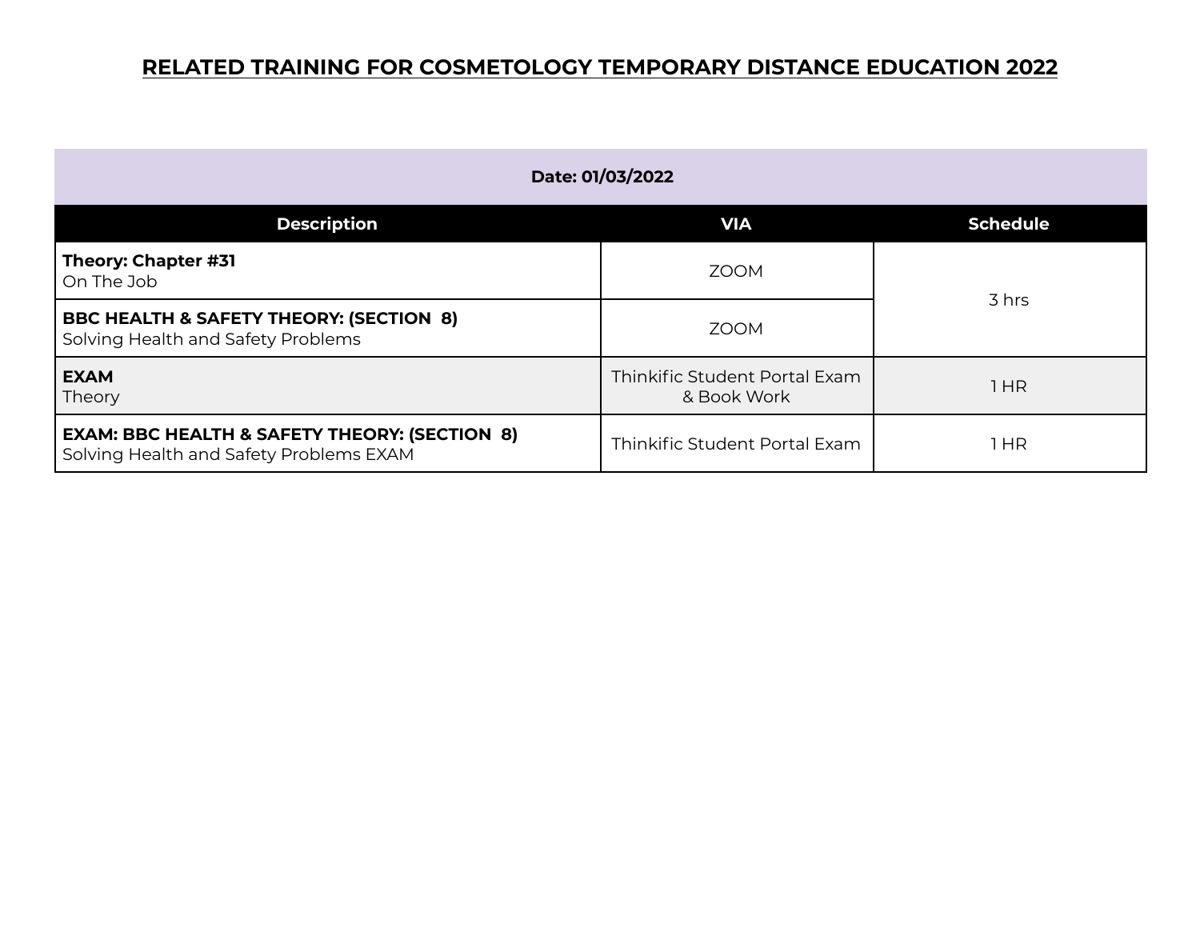# RELATED TRAINING FOR COSMETOLOGY TEMPORARY DISTANCE EDUCATION 2022

| Date: 01/03/2022 | | |
|---|---|---|
| **Description** | **VIA** | **Schedule** |
| **Theory: Chapter #31**<br>On The Job | ZOOM | 3 hrs |
| **BBC HEALTH & SAFETY THEORY: (SECTION 8)**<br>Solving Health and Safety Problems | ZOOM | |
| **EXAM**<br>Theory | Thinkific Student Portal Exam & Book Work | 1 HR |
| **EXAM: BBC HEALTH & SAFETY THEORY: (SECTION 8)**<br>Solving Health and Safety Problems EXAM | Thinkific Student Portal Exam | 1 HR |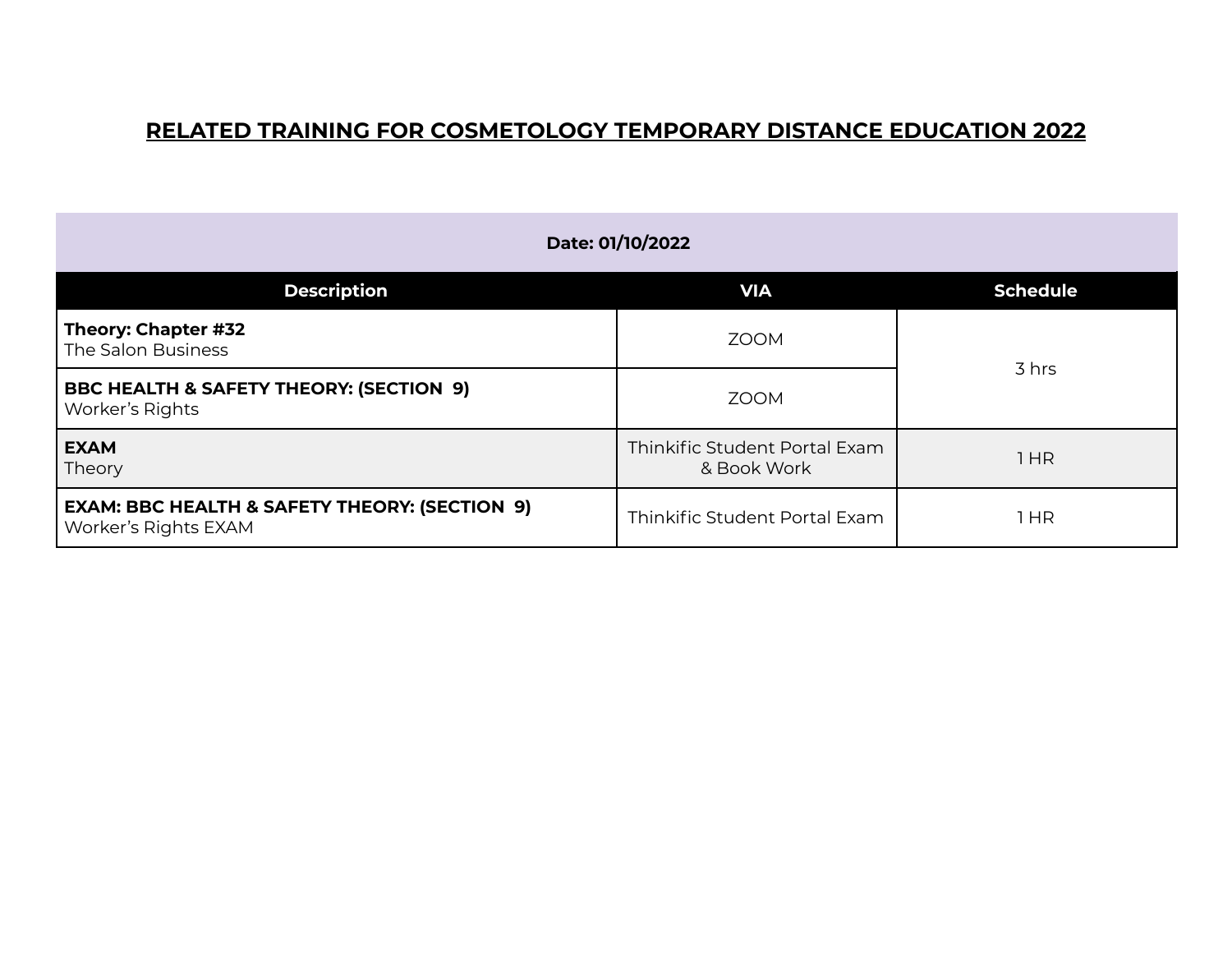# RELATED TRAINING FOR COSMETOLOGY TEMPORARY DISTANCE EDUCATION 2022

| Date: 01/10/2022 | | |
|---|---|---|
| **Description** | **VIA** | **Schedule** |
| **Theory: Chapter #32** The Salon Business | ZOOM | 3 hrs |
| **BBC HEALTH & SAFETY THEORY: (SECTION 9)** Worker's Rights | ZOOM | |
| **EXAM** Theory | Thinkific Student Portal Exam & Book Work | 1 HR |
| **EXAM: BBC HEALTH & SAFETY THEORY: (SECTION 9)** Worker's Rights EXAM | Thinkific Student Portal Exam | 1 HR |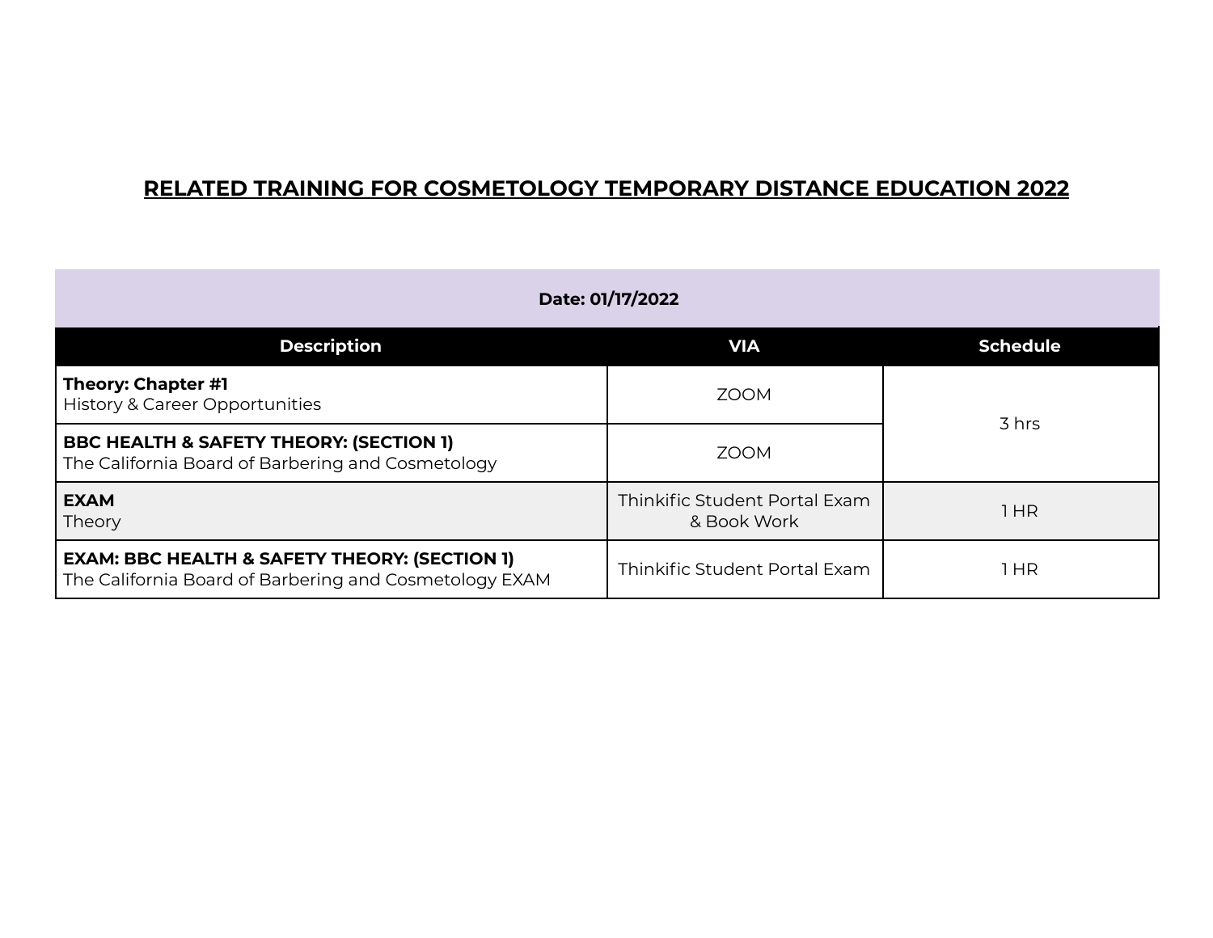# RELATED TRAINING FOR COSMETOLOGY TEMPORARY DISTANCE EDUCATION 2022

| Date: 01/17/2022 | | |
|---|---|---|
| **Description** | **VIA** | **Schedule** |
| **Theory: Chapter #1**<br>History & Career Opportunities | ZOOM | 3 hrs |
| **BBC HEALTH & SAFETY THEORY: (SECTION 1)**<br>The California Board of Barbering and Cosmetology | ZOOM | |
| **EXAM**<br>Theory | Thinkific Student Portal Exam & Book Work | 1 HR |
| **EXAM: BBC HEALTH & SAFETY THEORY: (SECTION 1)**<br>The California Board of Barbering and Cosmetology EXAM | Thinkific Student Portal Exam | 1 HR |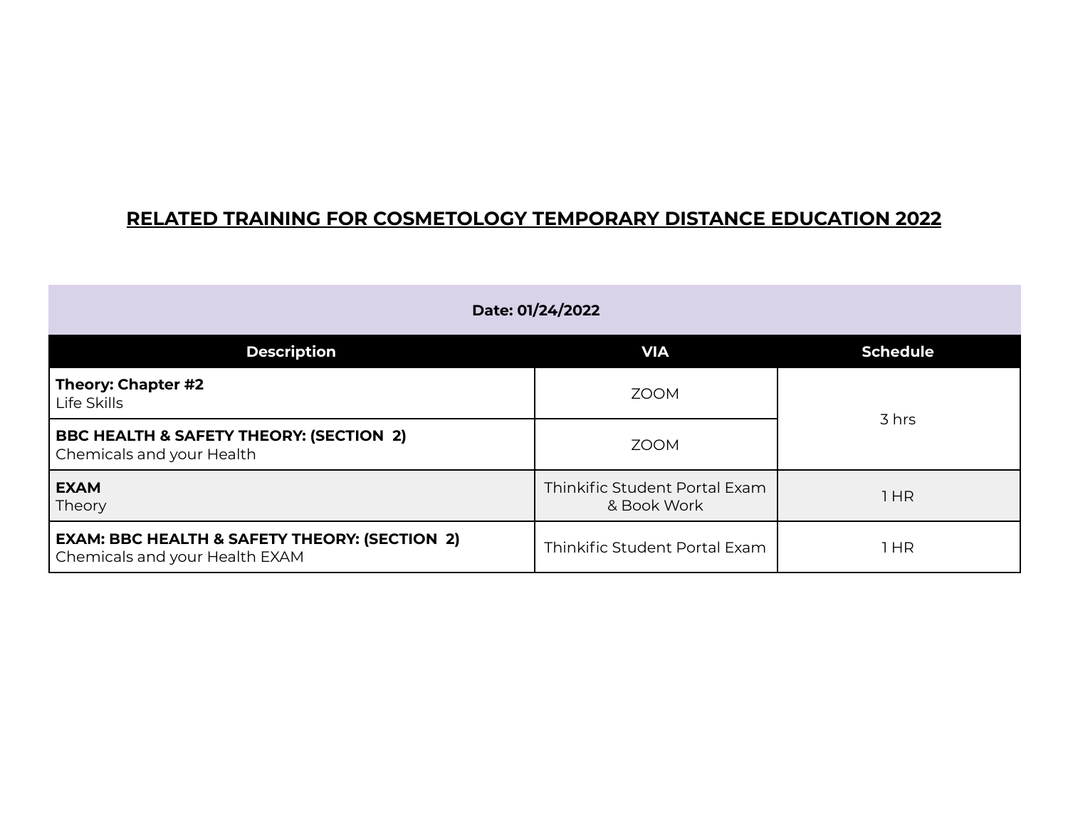# RELATED TRAINING FOR COSMETOLOGY TEMPORARY DISTANCE EDUCATION 2022

| Date: 01/24/2022 | | |
|---|---|---|
| **Description** | **VIA** | **Schedule** |
| **Theory: Chapter #2**<br>Life Skills | ZOOM | 3 hrs |
| **BBC HEALTH & SAFETY THEORY: (SECTION 2)**<br>Chemicals and your Health | ZOOM | |
| **EXAM**<br>Theory | Thinkific Student Portal Exam & Book Work | 1 HR |
| **EXAM: BBC HEALTH & SAFETY THEORY: (SECTION 2)**<br>Chemicals and your Health EXAM | Thinkific Student Portal Exam | 1 HR |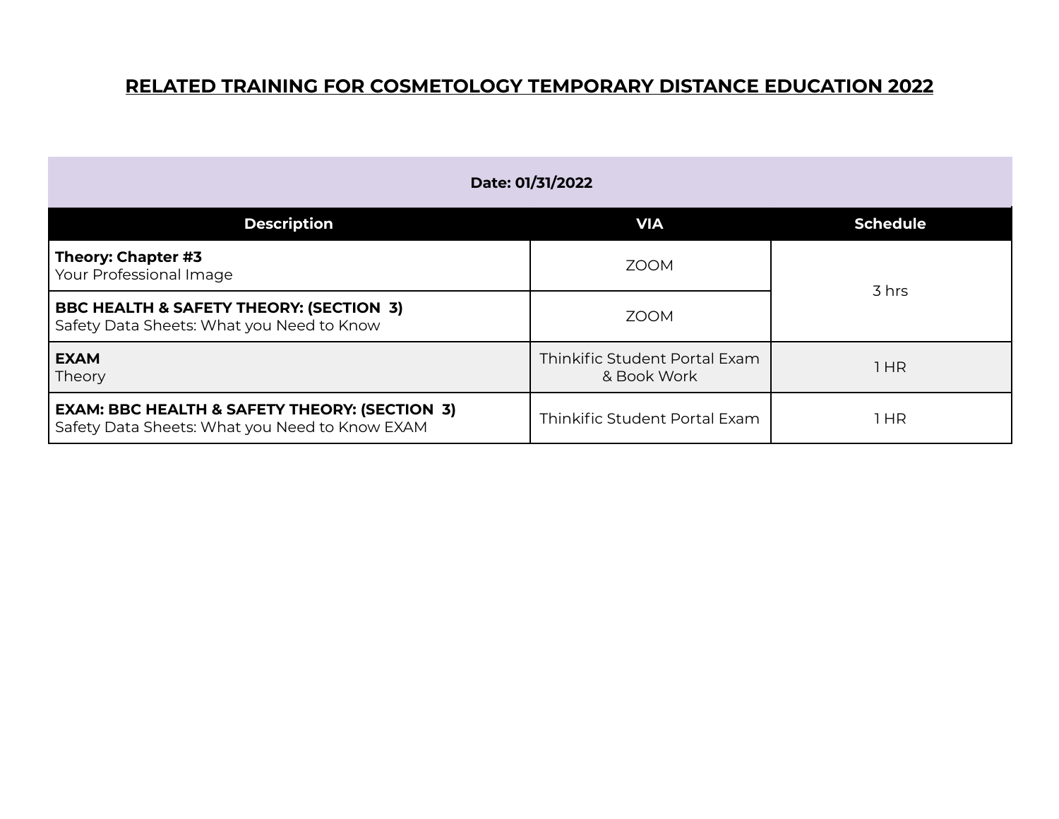# RELATED TRAINING FOR COSMETOLOGY TEMPORARY DISTANCE EDUCATION 2022

| Date: 01/31/2022 | | |
|---|---|---|
| **Description** | **VIA** | **Schedule** |
| **Theory: Chapter #3**<br>Your Professional Image | ZOOM | 3 hrs |
| **BBC HEALTH & SAFETY THEORY: (SECTION 3)**<br>Safety Data Sheets: What you Need to Know | ZOOM | |
| **EXAM**<br>Theory | Thinkific Student Portal Exam & Book Work | 1 HR |
| **EXAM: BBC HEALTH & SAFETY THEORY: (SECTION 3)**<br>Safety Data Sheets: What you Need to Know EXAM | Thinkific Student Portal Exam | 1 HR |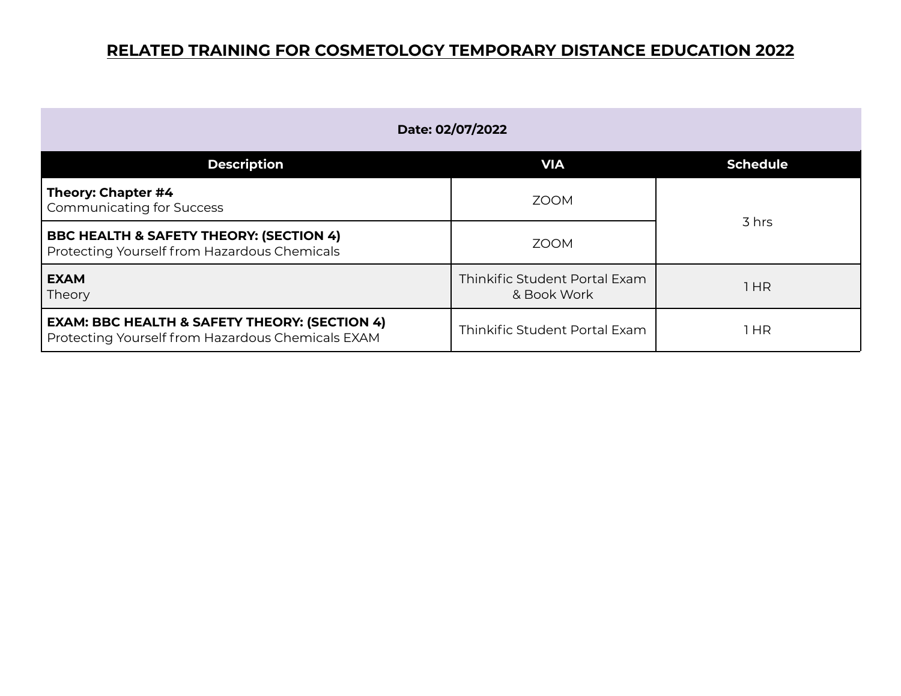# RELATED TRAINING FOR COSMETOLOGY TEMPORARY DISTANCE EDUCATION 2022

| Date: 02/07/2022 | | |
|---|---|---|
| **Description** | **VIA** | **Schedule** |
| **Theory: Chapter #4**<br>Communicating for Success | ZOOM | 3 hrs |
| **BBC HEALTH & SAFETY THEORY: (SECTION 4)**<br>Protecting Yourself from Hazardous Chemicals | ZOOM | |
| **EXAM**<br>Theory | Thinkific Student Portal Exam & Book Work | 1 HR |
| **EXAM: BBC HEALTH & SAFETY THEORY: (SECTION 4)**<br>Protecting Yourself from Hazardous Chemicals EXAM | Thinkific Student Portal Exam | 1 HR |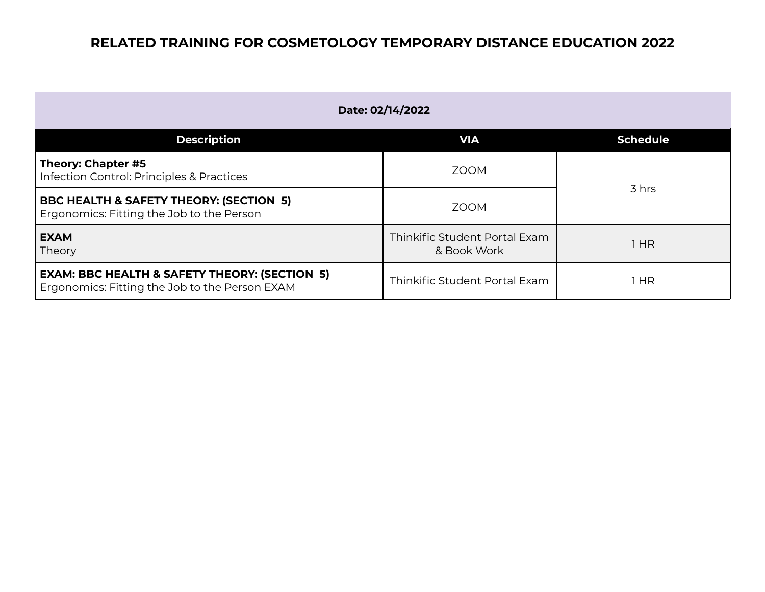# RELATED TRAINING FOR COSMETOLOGY TEMPORARY DISTANCE EDUCATION 2022

| Date: 02/14/2022 | | |
|---|---|---|
| **Description** | **VIA** | **Schedule** |
| **Theory: Chapter #5**<br>Infection Control: Principles & Practices | ZOOM | 3 hrs |
| **BBC HEALTH & SAFETY THEORY: (SECTION 5)**<br>Ergonomics: Fitting the Job to the Person | ZOOM | |
| **EXAM**<br>Theory | Thinkific Student Portal Exam & Book Work | 1 HR |
| **EXAM: BBC HEALTH & SAFETY THEORY: (SECTION 5)**<br>Ergonomics: Fitting the Job to the Person EXAM | Thinkific Student Portal Exam | 1 HR |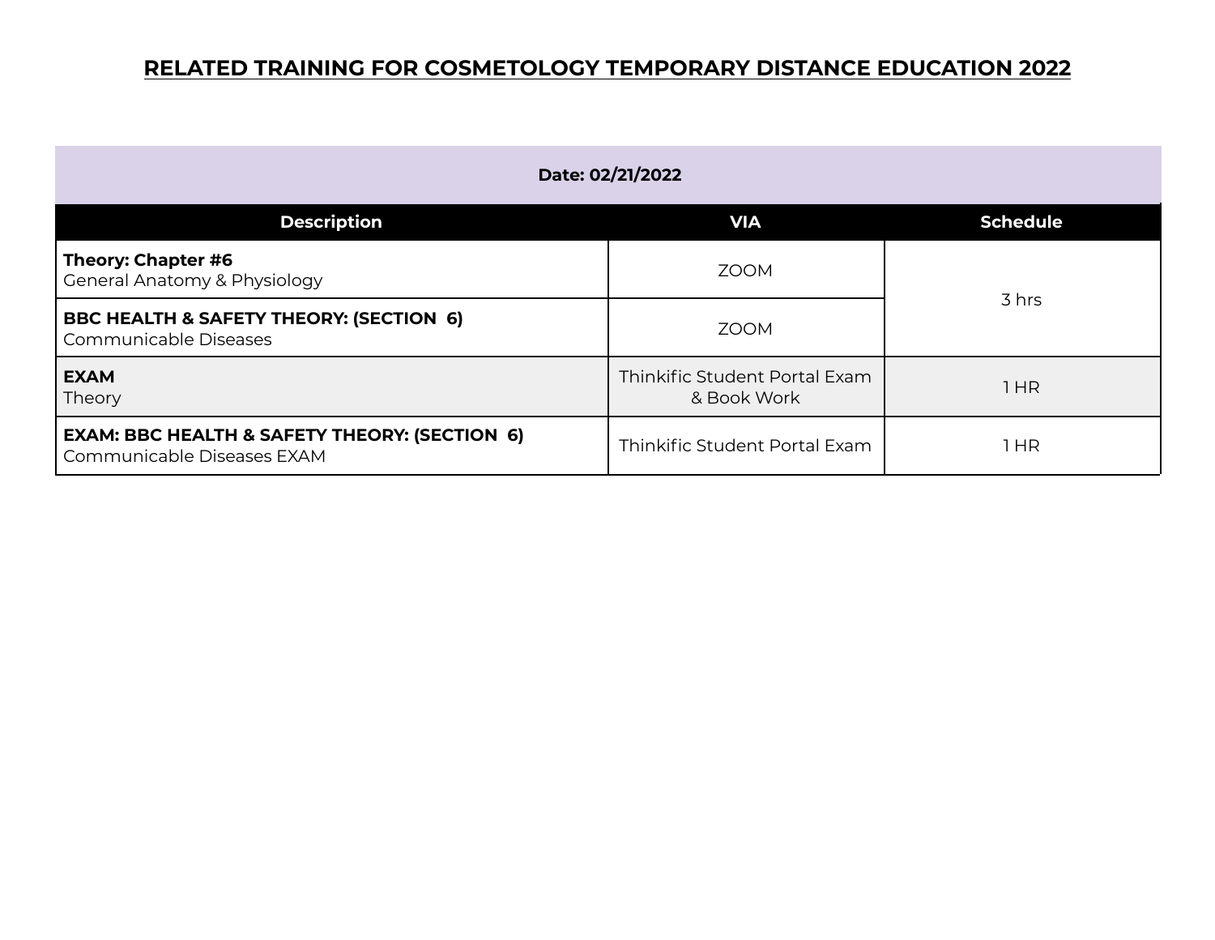# RELATED TRAINING FOR COSMETOLOGY TEMPORARY DISTANCE EDUCATION 2022

| Date: 02/21/2022 | | |
|---|---|---|
| **Description** | **VIA** | **Schedule** |
| **Theory: Chapter #6**<br>General Anatomy & Physiology | ZOOM | 3 hrs |
| **BBC HEALTH & SAFETY THEORY: (SECTION 6)**<br>Communicable Diseases | ZOOM | |
| **EXAM**<br>Theory | Thinkific Student Portal Exam & Book Work | 1 HR |
| **EXAM: BBC HEALTH & SAFETY THEORY: (SECTION 6)**<br>Communicable Diseases EXAM | Thinkific Student Portal Exam | 1 HR |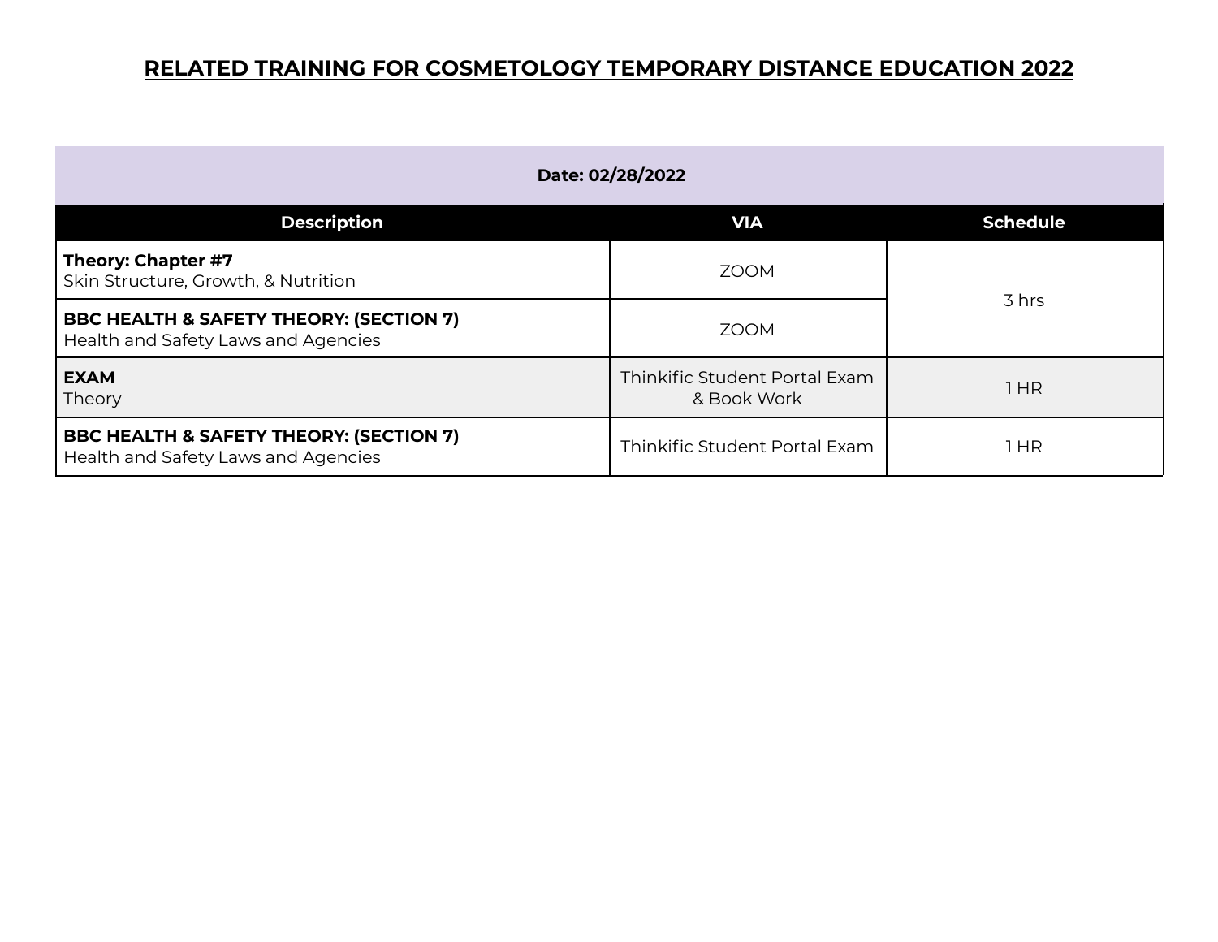# RELATED TRAINING FOR COSMETOLOGY TEMPORARY DISTANCE EDUCATION 2022

| Date: 02/28/2022 | | |
|---|---|---|
| **Description** | **VIA** | **Schedule** |
| **Theory: Chapter #7**<br>Skin Structure, Growth, & Nutrition | ZOOM | 3 hrs |
| **BBC HEALTH & SAFETY THEORY: (SECTION 7)**<br>Health and Safety Laws and Agencies | ZOOM | |
| **EXAM**<br>Theory | Thinkific Student Portal Exam & Book Work | 1 HR |
| **BBC HEALTH & SAFETY THEORY: (SECTION 7)**<br>Health and Safety Laws and Agencies | Thinkific Student Portal Exam | 1 HR |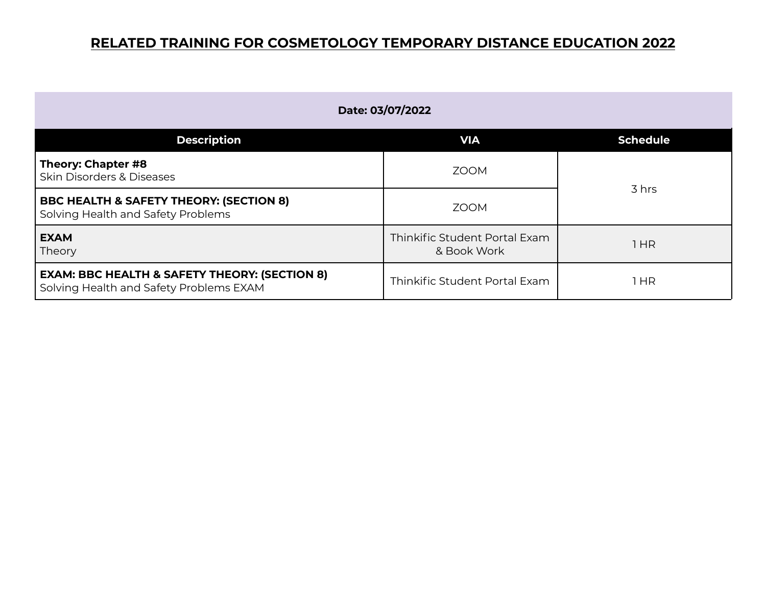# RELATED TRAINING FOR COSMETOLOGY TEMPORARY DISTANCE EDUCATION 2022

| Date: 03/07/2022 | | |
|---|---|---|
| **Description** | **VIA** | **Schedule** |
| **Theory: Chapter #8**<br>Skin Disorders & Diseases | ZOOM | 3 hrs |
| **BBC HEALTH & SAFETY THEORY: (SECTION 8)**<br>Solving Health and Safety Problems | ZOOM | |
| **EXAM**<br>Theory | Thinkific Student Portal Exam & Book Work | 1 HR |
| **EXAM: BBC HEALTH & SAFETY THEORY: (SECTION 8)**<br>Solving Health and Safety Problems EXAM | Thinkific Student Portal Exam | 1 HR |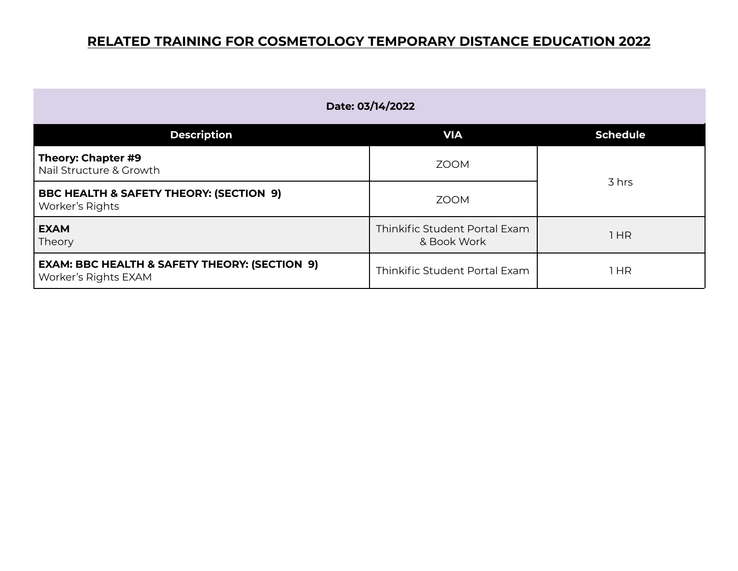# RELATED TRAINING FOR COSMETOLOGY TEMPORARY DISTANCE EDUCATION 2022

| Date: 03/14/2022 | | |
|---|---|---|
| **Description** | **VIA** | **Schedule** |
| **Theory: Chapter #9**<br>Nail Structure & Growth | ZOOM | 3 hrs |
| **BBC HEALTH & SAFETY THEORY: (SECTION 9)**<br>Worker's Rights | ZOOM | |
| **EXAM**<br>Theory | Thinkific Student Portal Exam & Book Work | 1 HR |
| **EXAM: BBC HEALTH & SAFETY THEORY: (SECTION 9)**<br>Worker's Rights EXAM | Thinkific Student Portal Exam | 1 HR |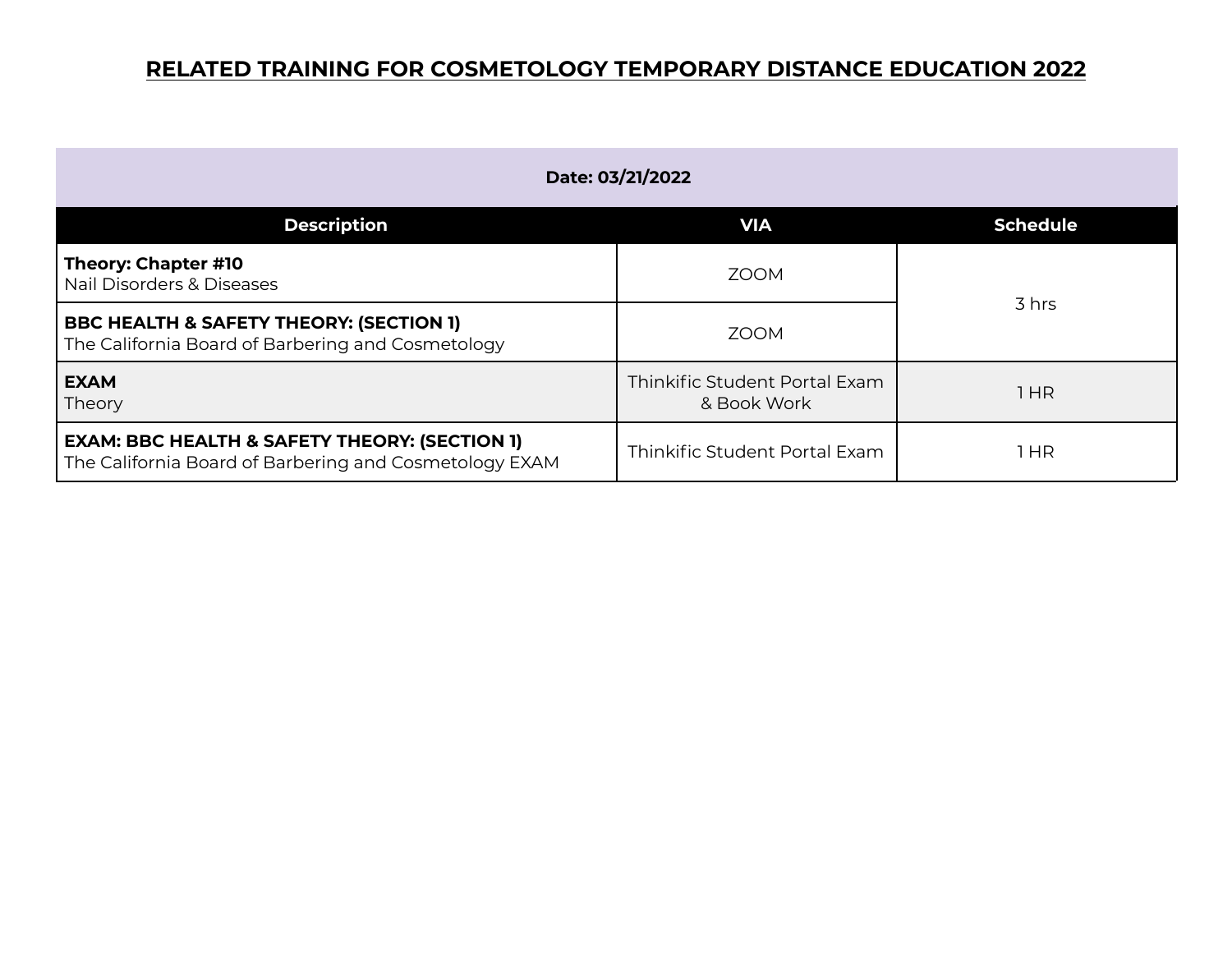# RELATED TRAINING FOR COSMETOLOGY TEMPORARY DISTANCE EDUCATION 2022

| Date: 03/21/2022 | | |
|---|---|---|
| **Description** | **VIA** | **Schedule** |
| **Theory: Chapter #10**<br>Nail Disorders & Diseases | ZOOM | 3 hrs |
| **BBC HEALTH & SAFETY THEORY: (SECTION 1)**<br>The California Board of Barbering and Cosmetology | ZOOM | |
| **EXAM**<br>Theory | Thinkific Student Portal Exam & Book Work | 1 HR |
| **EXAM: BBC HEALTH & SAFETY THEORY: (SECTION 1)**<br>The California Board of Barbering and Cosmetology EXAM | Thinkific Student Portal Exam | 1 HR |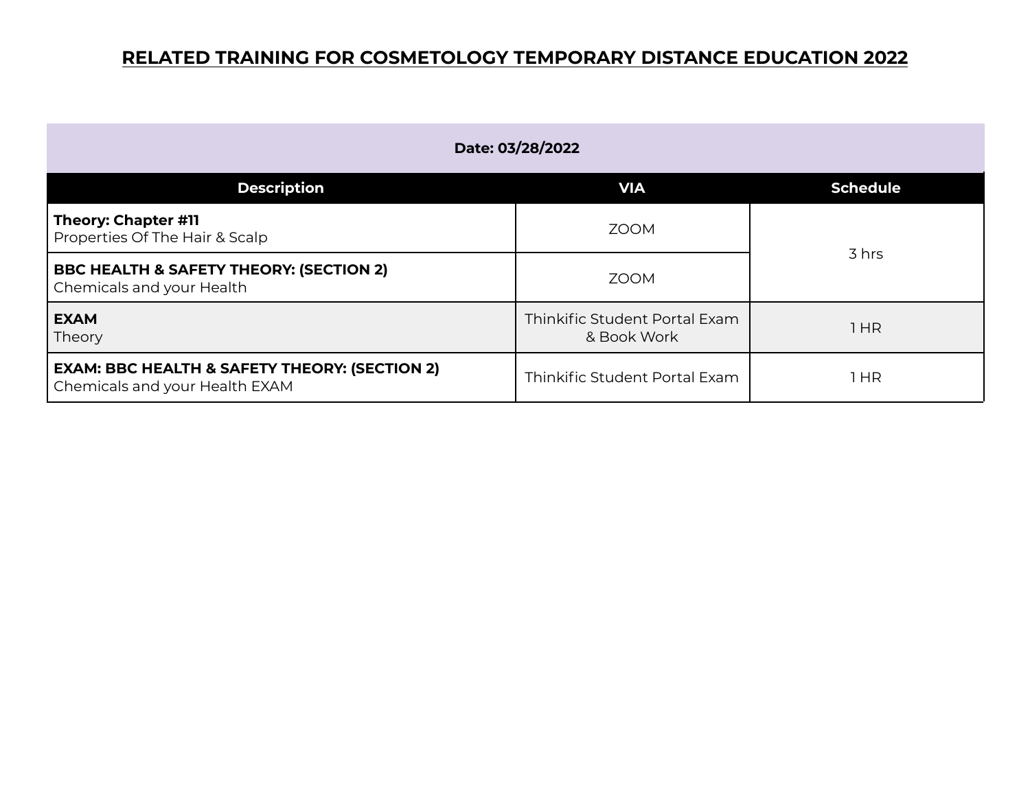# RELATED TRAINING FOR COSMETOLOGY TEMPORARY DISTANCE EDUCATION 2022

| Date: 03/28/2022 | | |
|---|---|---|
| **Description** | **VIA** | **Schedule** |
| **Theory: Chapter #11**<br>Properties Of The Hair & Scalp | ZOOM | 3 hrs |
| **BBC HEALTH & SAFETY THEORY: (SECTION 2)**<br>Chemicals and your Health | ZOOM | |
| **EXAM**<br>Theory | Thinkific Student Portal Exam & Book Work | 1 HR |
| **EXAM: BBC HEALTH & SAFETY THEORY: (SECTION 2)**<br>Chemicals and your Health EXAM | Thinkific Student Portal Exam | 1 HR |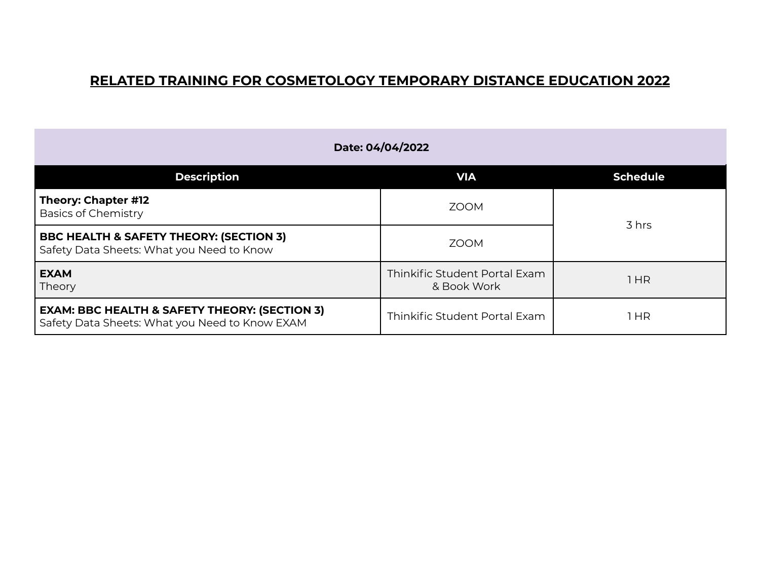# RELATED TRAINING FOR COSMETOLOGY TEMPORARY DISTANCE EDUCATION 2022

| **Date: 04/04/2022** | | |
|---|---|---|
| **Description** | **VIA** | **Schedule** |
| **Theory: Chapter #12** Basics of Chemistry | ZOOM | 3 hrs |
| **BBC HEALTH & SAFETY THEORY: (SECTION 3)** Safety Data Sheets: What you Need to Know | ZOOM | |
| **EXAM** Theory | Thinkific Student Portal Exam & Book Work | 1 HR |
| **EXAM: BBC HEALTH & SAFETY THEORY: (SECTION 3)** Safety Data Sheets: What you Need to Know EXAM | Thinkific Student Portal Exam | 1 HR |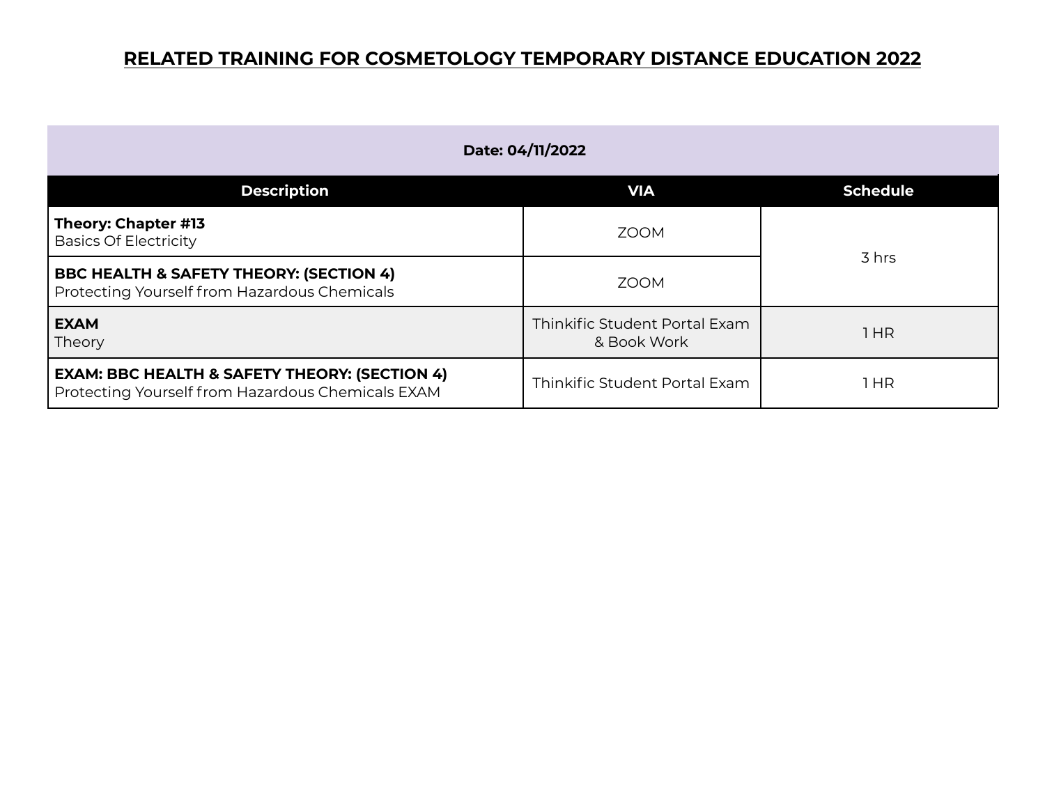# RELATED TRAINING FOR COSMETOLOGY TEMPORARY DISTANCE EDUCATION 2022

| Date: 04/11/2022 | | |
|---|---|---|
| **Description** | **VIA** | **Schedule** |
| **Theory: Chapter #13**<br>Basics Of Electricity | ZOOM | 3 hrs |
| **BBC HEALTH & SAFETY THEORY: (SECTION 4)**<br>Protecting Yourself from Hazardous Chemicals | ZOOM | |
| **EXAM**<br>Theory | Thinkific Student Portal Exam & Book Work | 1 HR |
| **EXAM: BBC HEALTH & SAFETY THEORY: (SECTION 4)**<br>Protecting Yourself from Hazardous Chemicals EXAM | Thinkific Student Portal Exam | 1 HR |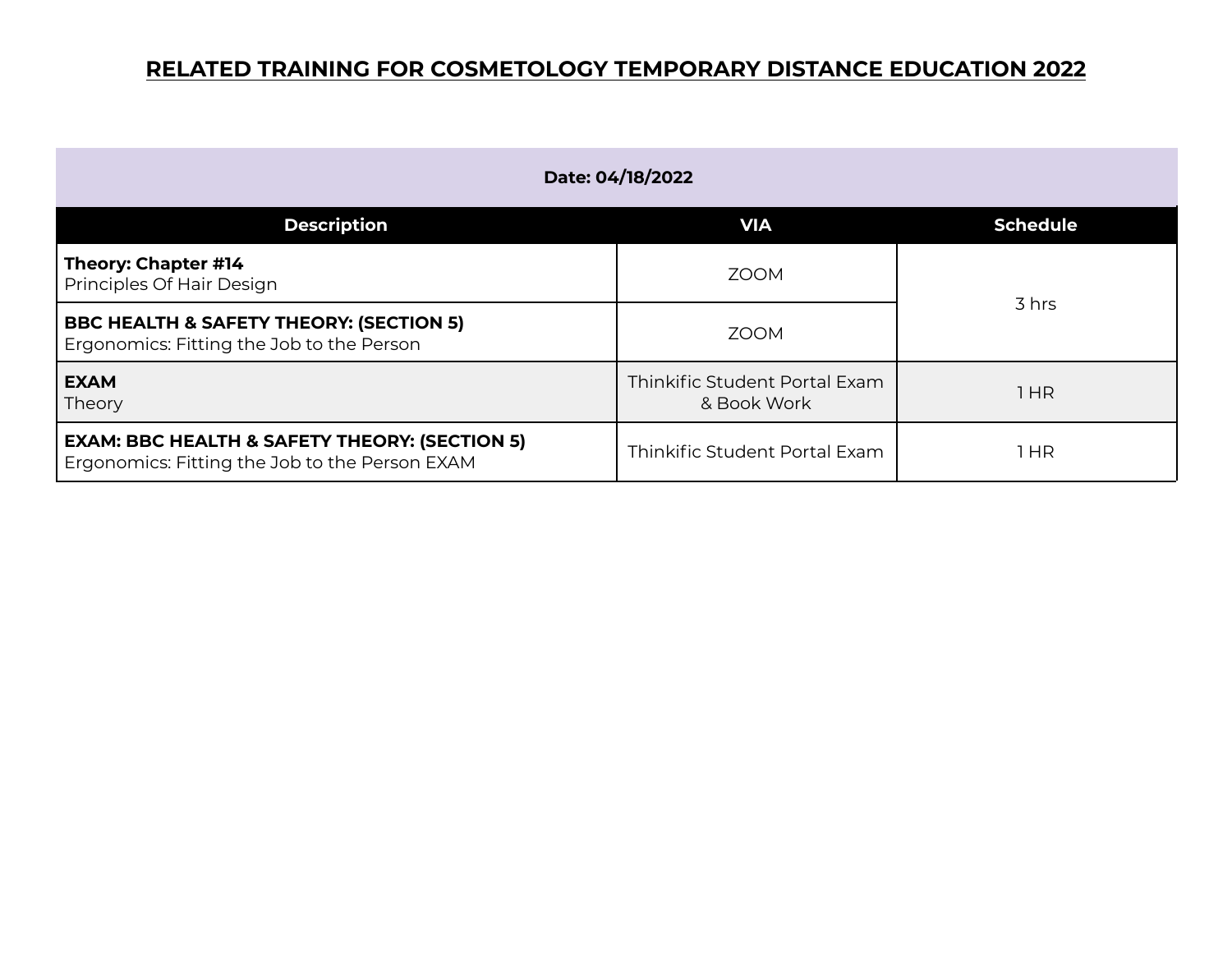# RELATED TRAINING FOR COSMETOLOGY TEMPORARY DISTANCE EDUCATION 2022

**Date: 04/18/2022**

| Description | VIA | Schedule |
|---|---|---|
| **Theory: Chapter #14**<br>Principles Of Hair Design | ZOOM | 3 hrs |
| **BBC HEALTH & SAFETY THEORY: (SECTION 5)**<br>Ergonomics: Fitting the Job to the Person | ZOOM | |
| **EXAM**<br>Theory | Thinkific Student Portal Exam & Book Work | 1 HR |
| **EXAM: BBC HEALTH & SAFETY THEORY: (SECTION 5)**<br>Ergonomics: Fitting the Job to the Person EXAM | Thinkific Student Portal Exam | 1 HR |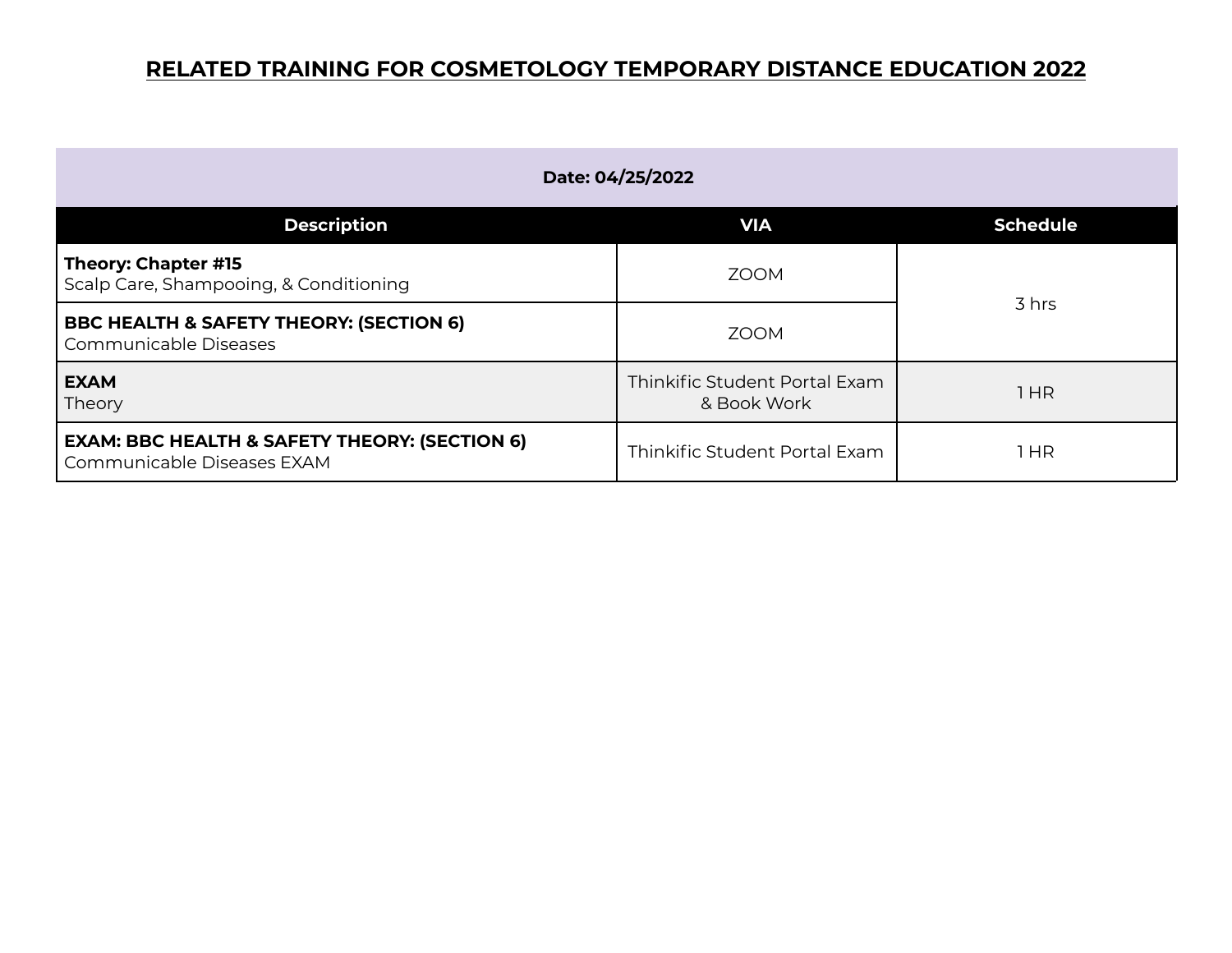# RELATED TRAINING FOR COSMETOLOGY TEMPORARY DISTANCE EDUCATION 2022

| Date: 04/25/2022 | | |
|---|---|---|
| **Description** | **VIA** | **Schedule** |
| **Theory: Chapter #15**<br>Scalp Care, Shampooing, & Conditioning | ZOOM | 3 hrs |
| **BBC HEALTH & SAFETY THEORY: (SECTION 6)**<br>Communicable Diseases | ZOOM | |
| **EXAM**<br>Theory | Thinkific Student Portal Exam & Book Work | 1 HR |
| **EXAM: BBC HEALTH & SAFETY THEORY: (SECTION 6)**<br>Communicable Diseases EXAM | Thinkific Student Portal Exam | 1 HR |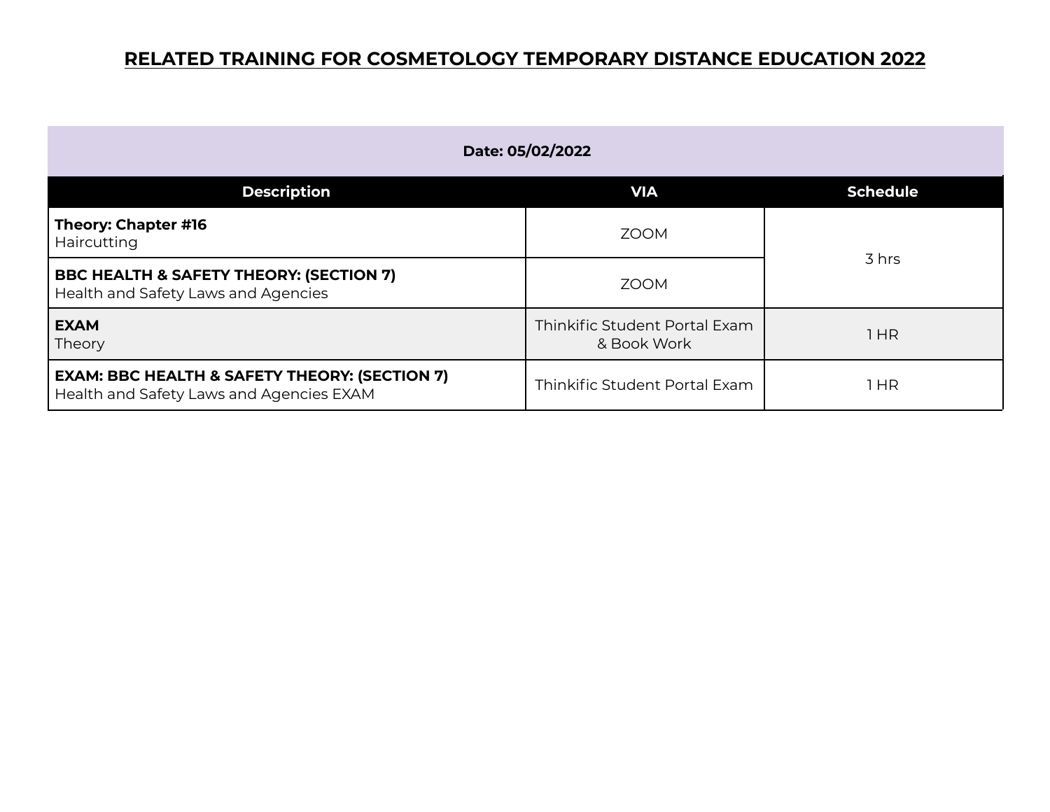# RELATED TRAINING FOR COSMETOLOGY TEMPORARY DISTANCE EDUCATION 2022

| Date: 05/02/2022 | | |
|---|---|---|
| **Description** | **VIA** | **Schedule** |
| **Theory: Chapter #16**<br>Haircutting | ZOOM | 3 hrs |
| **BBC HEALTH & SAFETY THEORY: (SECTION 7)**<br>Health and Safety Laws and Agencies | ZOOM | |
| **EXAM**<br>Theory | Thinkific Student Portal Exam & Book Work | 1 HR |
| **EXAM: BBC HEALTH & SAFETY THEORY: (SECTION 7)**<br>Health and Safety Laws and Agencies EXAM | Thinkific Student Portal Exam | 1 HR |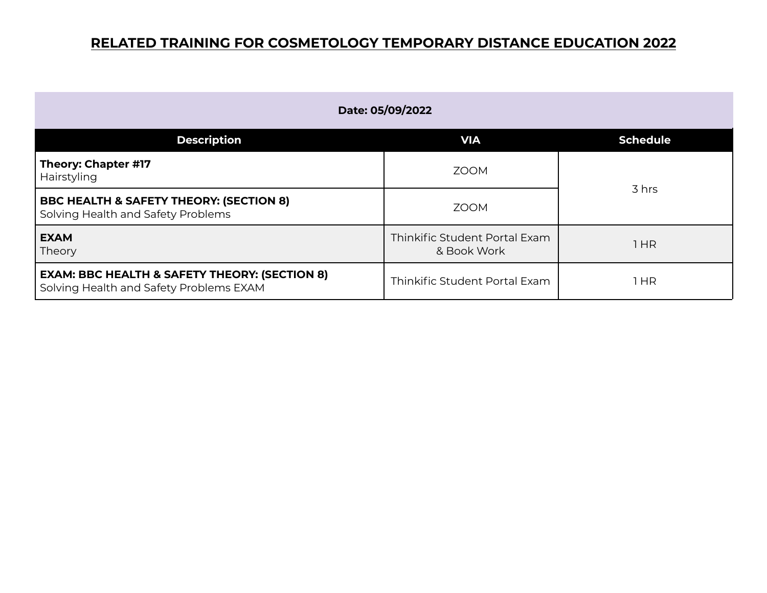# RELATED TRAINING FOR COSMETOLOGY TEMPORARY DISTANCE EDUCATION 2022

| Date: 05/09/2022 | | |
|---|---|---|
| **Description** | **VIA** | **Schedule** |
| **Theory: Chapter #17**<br>Hairstyling | ZOOM | 3 hrs |
| **BBC HEALTH & SAFETY THEORY: (SECTION 8)**<br>Solving Health and Safety Problems | ZOOM | |
| **EXAM**<br>Theory | Thinkific Student Portal Exam & Book Work | 1 HR |
| **EXAM: BBC HEALTH & SAFETY THEORY: (SECTION 8)**<br>Solving Health and Safety Problems EXAM | Thinkific Student Portal Exam | 1 HR |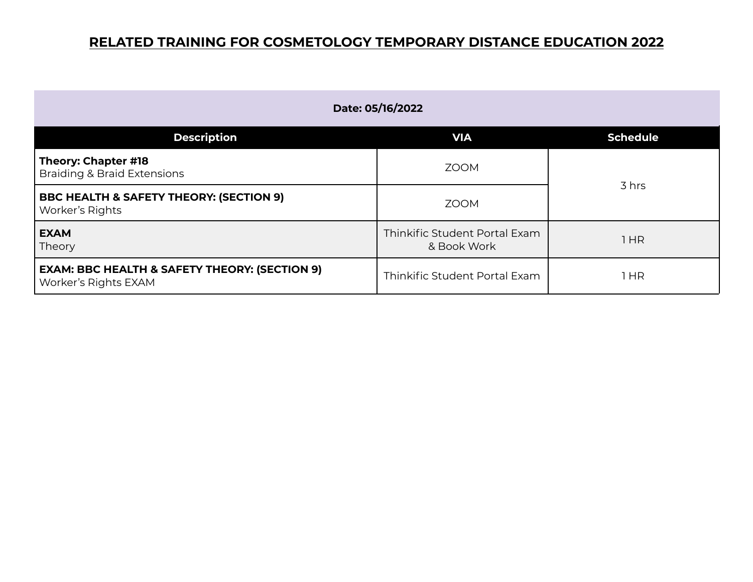# RELATED TRAINING FOR COSMETOLOGY TEMPORARY DISTANCE EDUCATION 2022

| Date: 05/16/2022 | | |
|---|---|---|
| **Description** | **VIA** | **Schedule** |
| **Theory: Chapter #18** Braiding & Braid Extensions | ZOOM | 3 hrs |
| **BBC HEALTH & SAFETY THEORY: (SECTION 9)** Worker's Rights | ZOOM | |
| **EXAM** Theory | Thinkific Student Portal Exam & Book Work | 1 HR |
| **EXAM: BBC HEALTH & SAFETY THEORY: (SECTION 9)** Worker's Rights EXAM | Thinkific Student Portal Exam | 1 HR |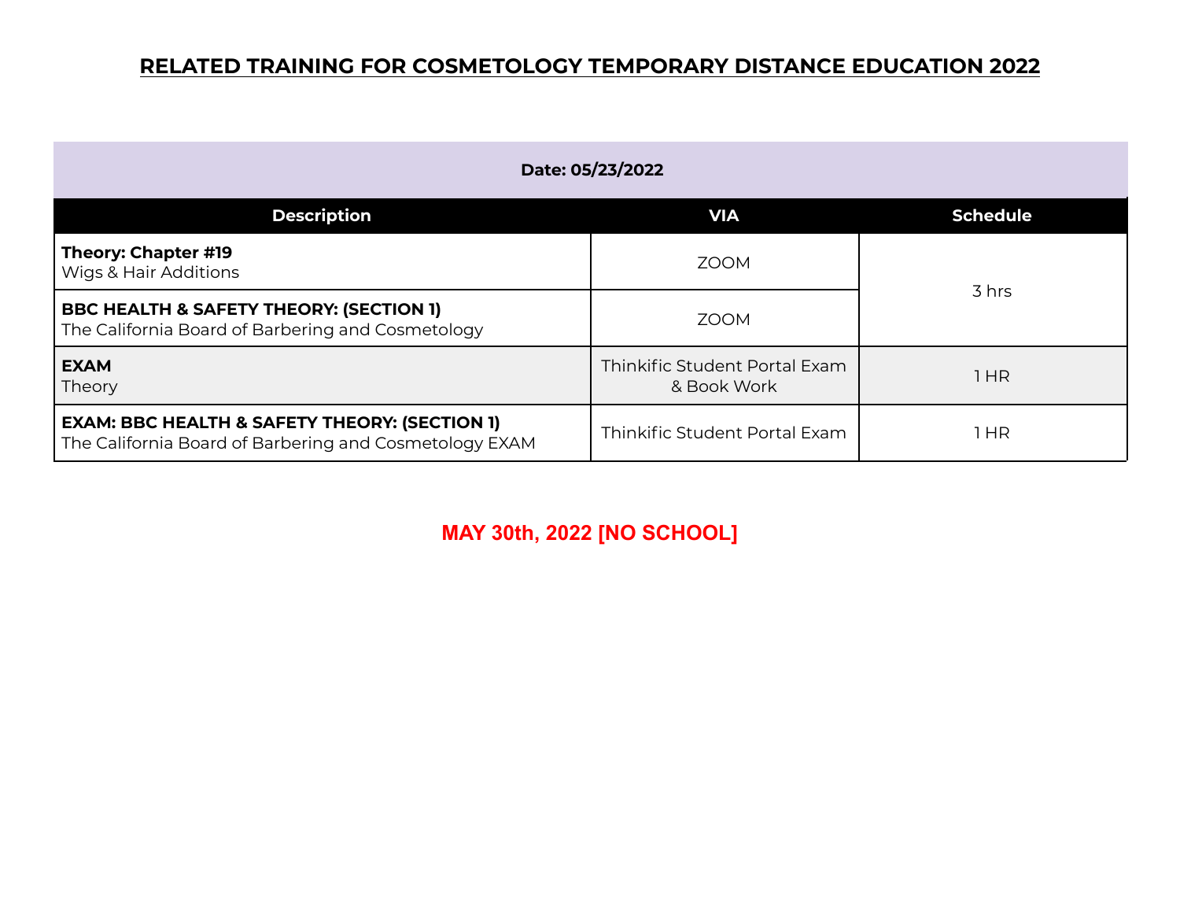# RELATED TRAINING FOR COSMETOLOGY TEMPORARY DISTANCE EDUCATION 2022

| Date: 05/23/2022 | | |
|---|---|---|
| **Description** | **VIA** | **Schedule** |
| **Theory: Chapter #19**<br>Wigs & Hair Additions | ZOOM | 3 hrs |
| **BBC HEALTH & SAFETY THEORY: (SECTION 1)**<br>The California Board of Barbering and Cosmetology | ZOOM | |
| **EXAM**<br>Theory | Thinkific Student Portal Exam & Book Work | 1 HR |
| **EXAM: BBC HEALTH & SAFETY THEORY: (SECTION 1)**<br>The California Board of Barbering and Cosmetology EXAM | Thinkific Student Portal Exam | 1 HR |

**MAY 30th, 2022 [NO SCHOOL]**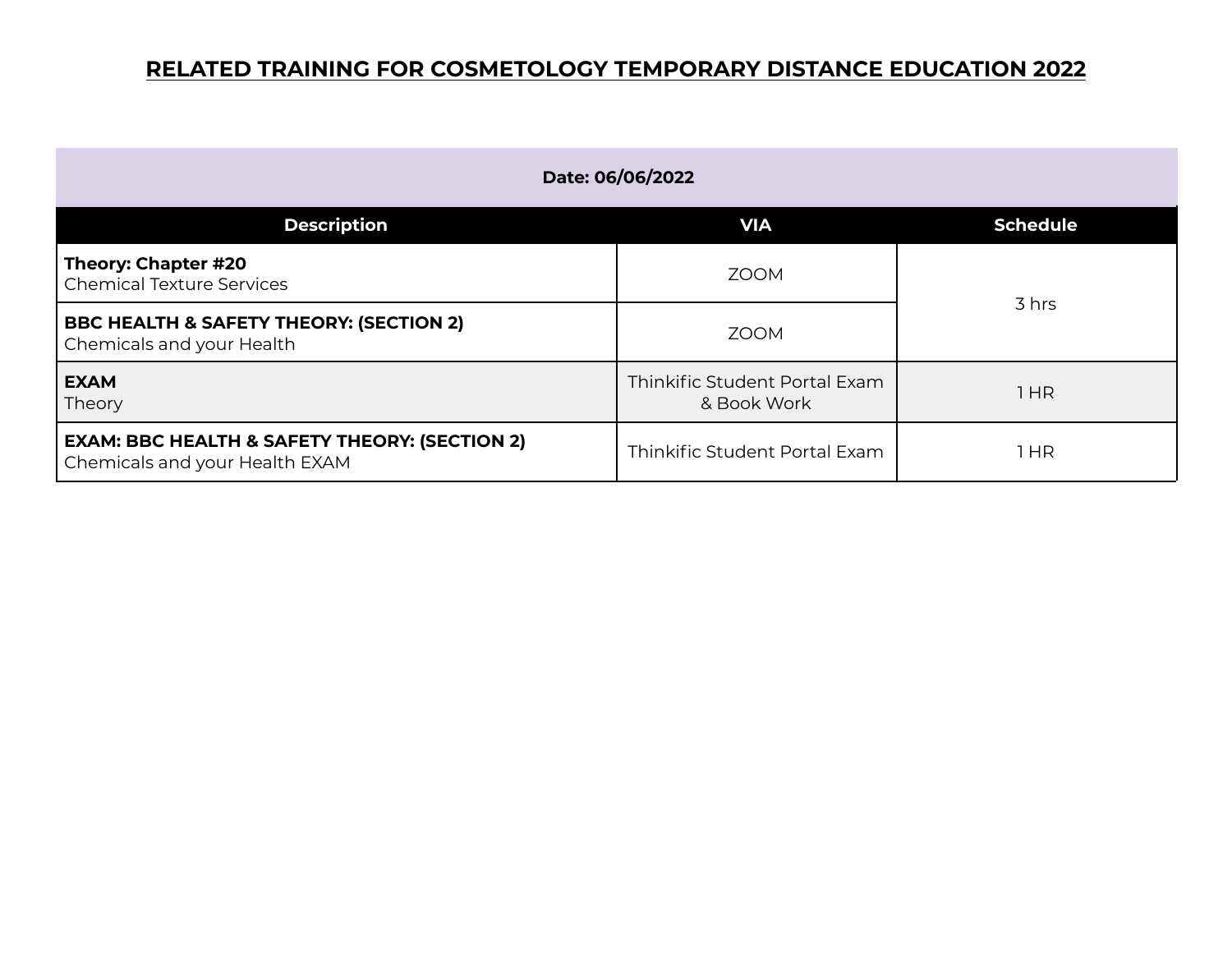# RELATED TRAINING FOR COSMETOLOGY TEMPORARY DISTANCE EDUCATION 2022

| Date: 06/06/2022 | | |
|---|---|---|
| **Description** | **VIA** | **Schedule** |
| **Theory: Chapter #20**<br>Chemical Texture Services | ZOOM | 3 hrs |
| **BBC HEALTH & SAFETY THEORY: (SECTION 2)**<br>Chemicals and your Health | ZOOM | |
| **EXAM**<br>Theory | Thinkific Student Portal Exam & Book Work | 1 HR |
| **EXAM: BBC HEALTH & SAFETY THEORY: (SECTION 2)**<br>Chemicals and your Health EXAM | Thinkific Student Portal Exam | 1 HR |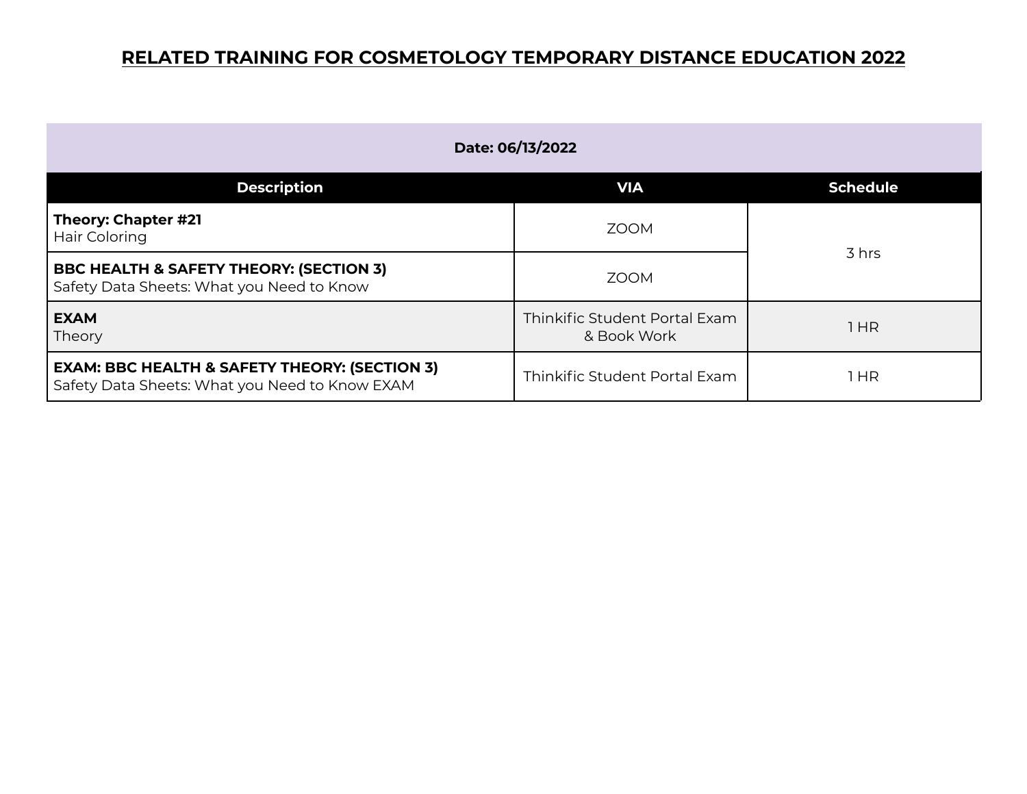# RELATED TRAINING FOR COSMETOLOGY TEMPORARY DISTANCE EDUCATION 2022

| Date: 06/13/2022 | | |
|---|---|---|
| **Description** | **VIA** | **Schedule** |
| **Theory: Chapter #21**<br>Hair Coloring | ZOOM | 3 hrs |
| **BBC HEALTH & SAFETY THEORY: (SECTION 3)**<br>Safety Data Sheets: What you Need to Know | ZOOM | |
| **EXAM**<br>Theory | Thinkific Student Portal Exam & Book Work | 1 HR |
| **EXAM: BBC HEALTH & SAFETY THEORY: (SECTION 3)**<br>Safety Data Sheets: What you Need to Know EXAM | Thinkific Student Portal Exam | 1 HR |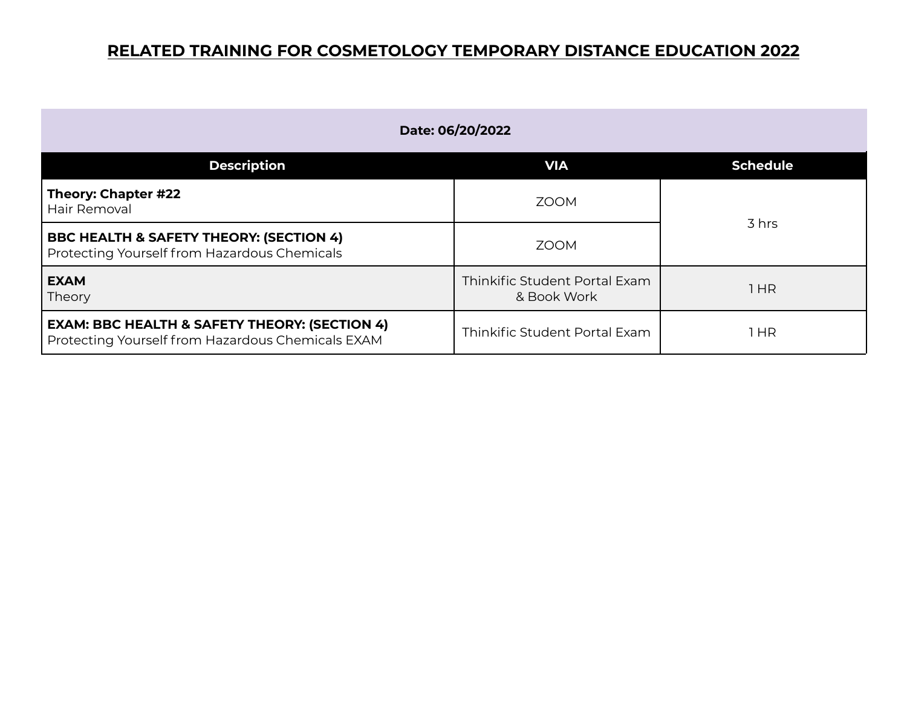# RELATED TRAINING FOR COSMETOLOGY TEMPORARY DISTANCE EDUCATION 2022

| Date: 06/20/2022 | | |
|---|---|---|
| **Description** | **VIA** | **Schedule** |
| **Theory: Chapter #22**<br>Hair Removal | ZOOM | 3 hrs |
| **BBC HEALTH & SAFETY THEORY: (SECTION 4)**<br>Protecting Yourself from Hazardous Chemicals | ZOOM | |
| **EXAM**<br>Theory | Thinkific Student Portal Exam & Book Work | 1 HR |
| **EXAM: BBC HEALTH & SAFETY THEORY: (SECTION 4)**<br>Protecting Yourself from Hazardous Chemicals EXAM | Thinkific Student Portal Exam | 1 HR |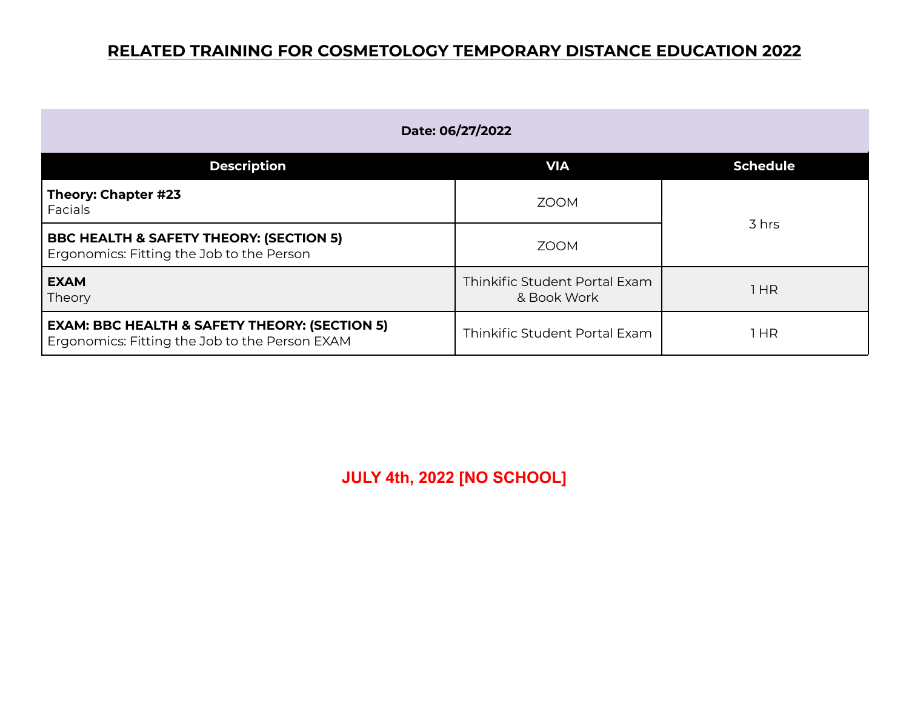## RELATED TRAINING FOR COSMETOLOGY TEMPORARY DISTANCE EDUCATION 2022

| Date: 06/27/2022 | | |
|---|---|---|
| **Description** | **VIA** | **Schedule** |
| **Theory: Chapter #23**<br>Facials | ZOOM | 3 hrs |
| **BBC HEALTH & SAFETY THEORY: (SECTION 5)**<br>Ergonomics: Fitting the Job to the Person | ZOOM | |
| **EXAM**<br>Theory | Thinkific Student Portal Exam & Book Work | 1 HR |
| **EXAM: BBC HEALTH & SAFETY THEORY: (SECTION 5)**<br>Ergonomics: Fitting the Job to the Person EXAM | Thinkific Student Portal Exam | 1 HR |

**JULY 4th, 2022 [NO SCHOOL]**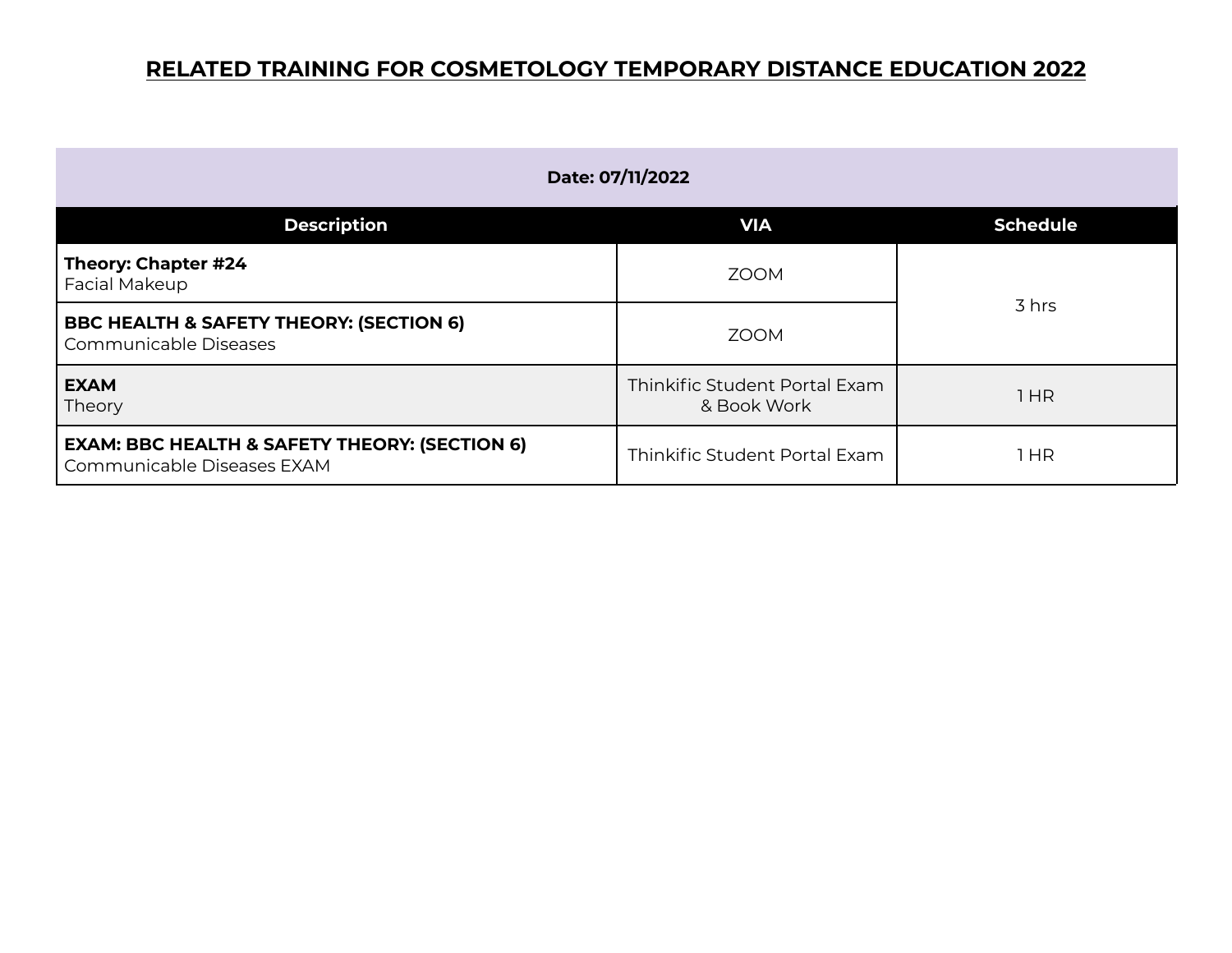# RELATED TRAINING FOR COSMETOLOGY TEMPORARY DISTANCE EDUCATION 2022

| Date: 07/11/2022 | | |
|---|---|---|
| **Description** | **VIA** | **Schedule** |
| **Theory: Chapter #24** Facial Makeup | ZOOM | 3 hrs |
| **BBC HEALTH & SAFETY THEORY: (SECTION 6)** Communicable Diseases | ZOOM | |
| **EXAM** Theory | Thinkific Student Portal Exam & Book Work | 1 HR |
| **EXAM: BBC HEALTH & SAFETY THEORY: (SECTION 6)** Communicable Diseases EXAM | Thinkific Student Portal Exam | 1 HR |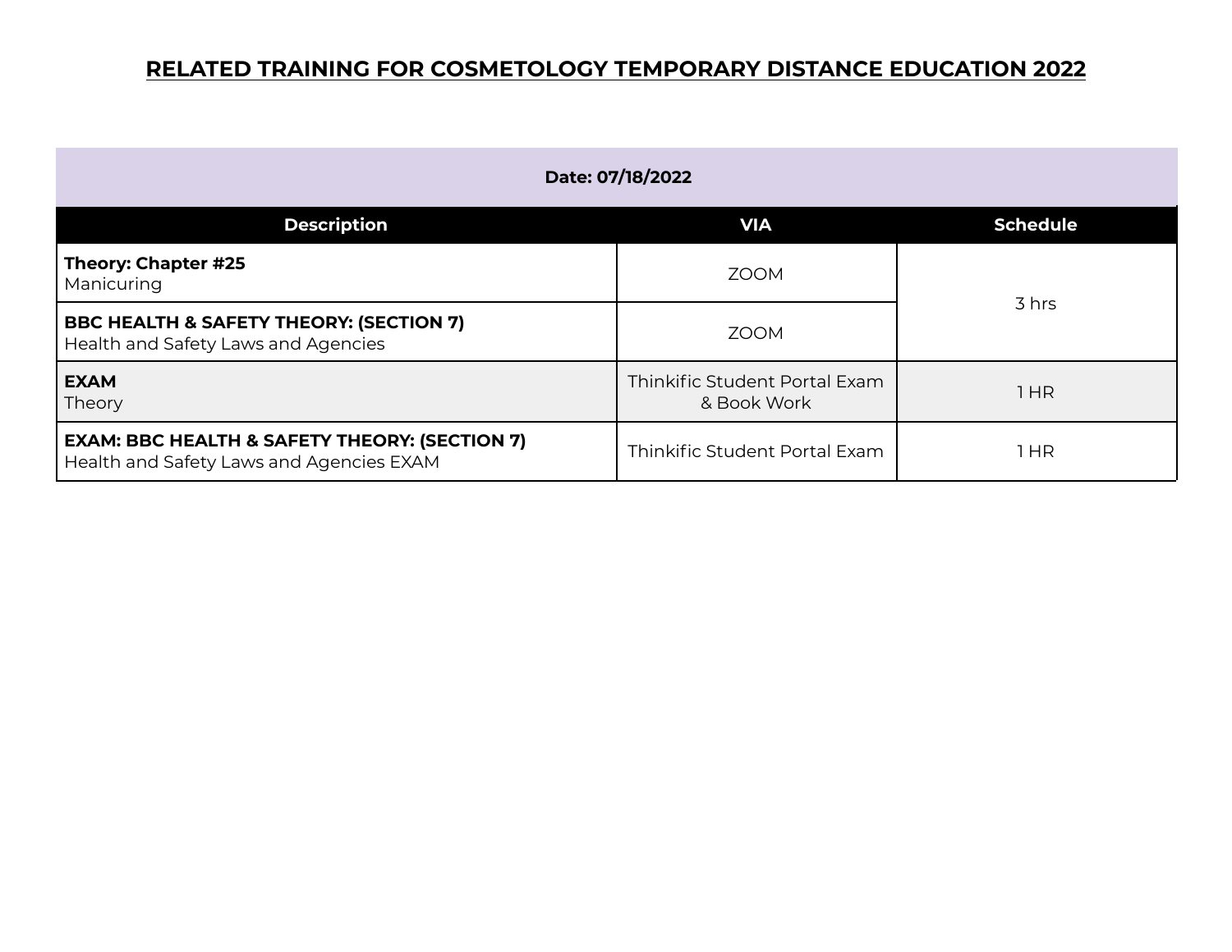# RELATED TRAINING FOR COSMETOLOGY TEMPORARY DISTANCE EDUCATION 2022

| Date: 07/18/2022 | | |
|---|---|---|
| **Description** | **VIA** | **Schedule** |
| **Theory: Chapter #25**<br>Manicuring | ZOOM | 3 hrs |
| **BBC HEALTH & SAFETY THEORY: (SECTION 7)**<br>Health and Safety Laws and Agencies | ZOOM | |
| **EXAM**<br>Theory | Thinkific Student Portal Exam & Book Work | 1 HR |
| **EXAM: BBC HEALTH & SAFETY THEORY: (SECTION 7)**<br>Health and Safety Laws and Agencies EXAM | Thinkific Student Portal Exam | 1 HR |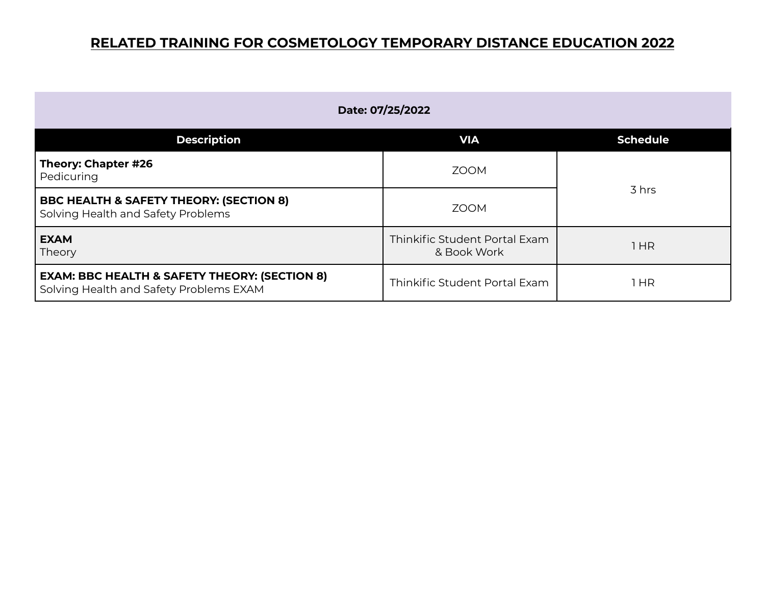# RELATED TRAINING FOR COSMETOLOGY TEMPORARY DISTANCE EDUCATION 2022

| Date: 07/25/2022 | | |
|---|---|---|
| **Description** | **VIA** | **Schedule** |
| **Theory: Chapter #26**<br>Pedicuring | ZOOM | 3 hrs |
| **BBC HEALTH & SAFETY THEORY: (SECTION 8)**<br>Solving Health and Safety Problems | ZOOM | |
| **EXAM**<br>Theory | Thinkific Student Portal Exam & Book Work | 1 HR |
| **EXAM: BBC HEALTH & SAFETY THEORY: (SECTION 8)**<br>Solving Health and Safety Problems EXAM | Thinkific Student Portal Exam | 1 HR |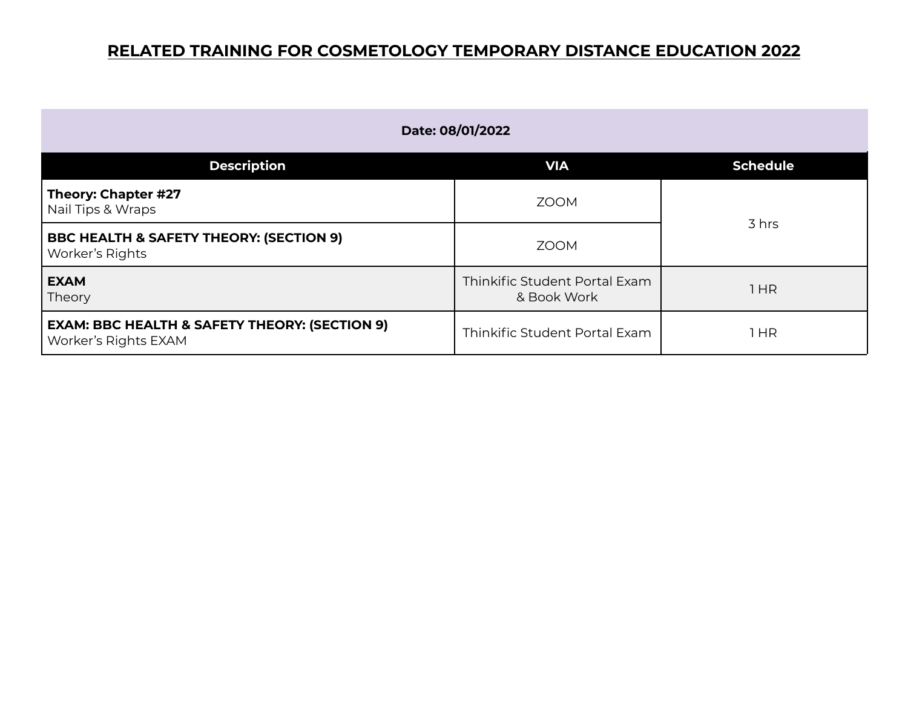# RELATED TRAINING FOR COSMETOLOGY TEMPORARY DISTANCE EDUCATION 2022

| Date: 08/01/2022 | | |
|---|---|---|
| **Description** | **VIA** | **Schedule** |
| **Theory: Chapter #27**<br>Nail Tips & Wraps | ZOOM | 3 hrs |
| **BBC HEALTH & SAFETY THEORY: (SECTION 9)**<br>Worker's Rights | ZOOM | |
| **EXAM**<br>Theory | Thinkific Student Portal Exam & Book Work | 1 HR |
| **EXAM: BBC HEALTH & SAFETY THEORY: (SECTION 9)**<br>Worker's Rights EXAM | Thinkific Student Portal Exam | 1 HR |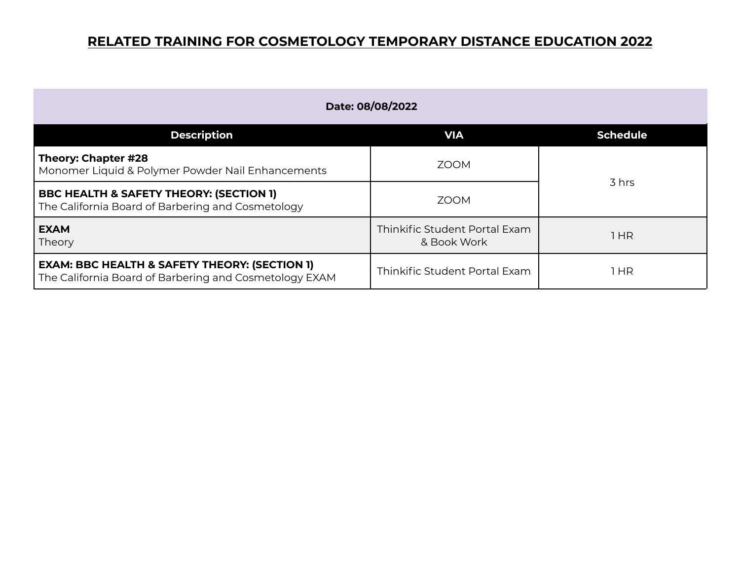# RELATED TRAINING FOR COSMETOLOGY TEMPORARY DISTANCE EDUCATION 2022

| Date: 08/08/2022 | | |
|---|---|---|
| **Description** | **VIA** | **Schedule** |
| **Theory: Chapter #28**<br>Monomer Liquid & Polymer Powder Nail Enhancements | ZOOM | 3 hrs |
| **BBC HEALTH & SAFETY THEORY: (SECTION 1)**<br>The California Board of Barbering and Cosmetology | ZOOM | |
| **EXAM**<br>Theory | Thinkific Student Portal Exam & Book Work | 1 HR |
| **EXAM: BBC HEALTH & SAFETY THEORY: (SECTION 1)**<br>The California Board of Barbering and Cosmetology EXAM | Thinkific Student Portal Exam | 1 HR |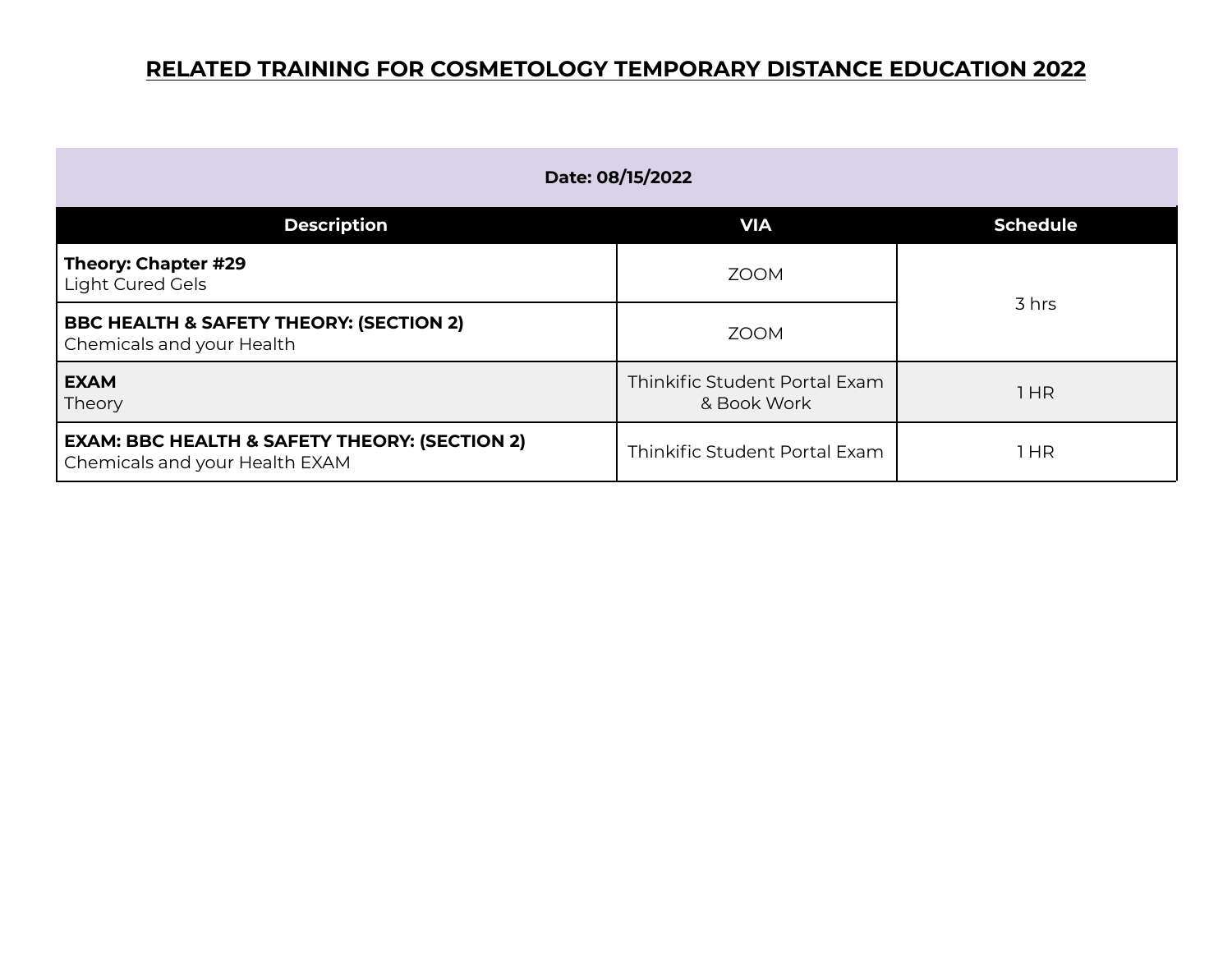## RELATED TRAINING FOR COSMETOLOGY TEMPORARY DISTANCE EDUCATION 2022

| Date: 08/15/2022 | | |
|---|---|---|
| **Description** | **VIA** | **Schedule** |
| **Theory: Chapter #29**<br>Light Cured Gels | ZOOM | 3 hrs |
| **BBC HEALTH & SAFETY THEORY: (SECTION 2)**<br>Chemicals and your Health | ZOOM | |
| **EXAM**<br>Theory | Thinkific Student Portal Exam & Book Work | 1 HR |
| **EXAM: BBC HEALTH & SAFETY THEORY: (SECTION 2)**<br>Chemicals and your Health EXAM | Thinkific Student Portal Exam | 1 HR |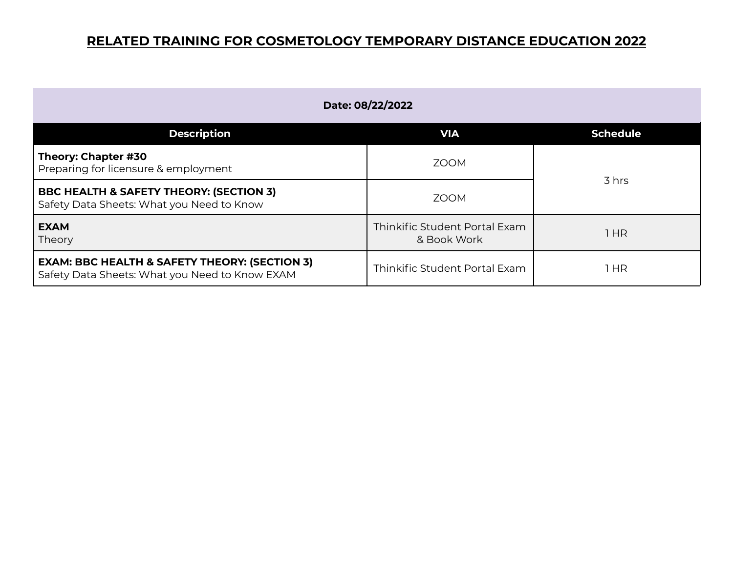# RELATED TRAINING FOR COSMETOLOGY TEMPORARY DISTANCE EDUCATION 2022

| Date: 08/22/2022 | | |
|---|---|---|
| **Description** | **VIA** | **Schedule** |
| **Theory: Chapter #30**<br>Preparing for licensure & employment | ZOOM | 3 hrs |
| **BBC HEALTH & SAFETY THEORY: (SECTION 3)**<br>Safety Data Sheets: What you Need to Know | ZOOM | |
| **EXAM**<br>Theory | Thinkific Student Portal Exam & Book Work | 1 HR |
| **EXAM: BBC HEALTH & SAFETY THEORY: (SECTION 3)**<br>Safety Data Sheets: What you Need to Know EXAM | Thinkific Student Portal Exam | 1 HR |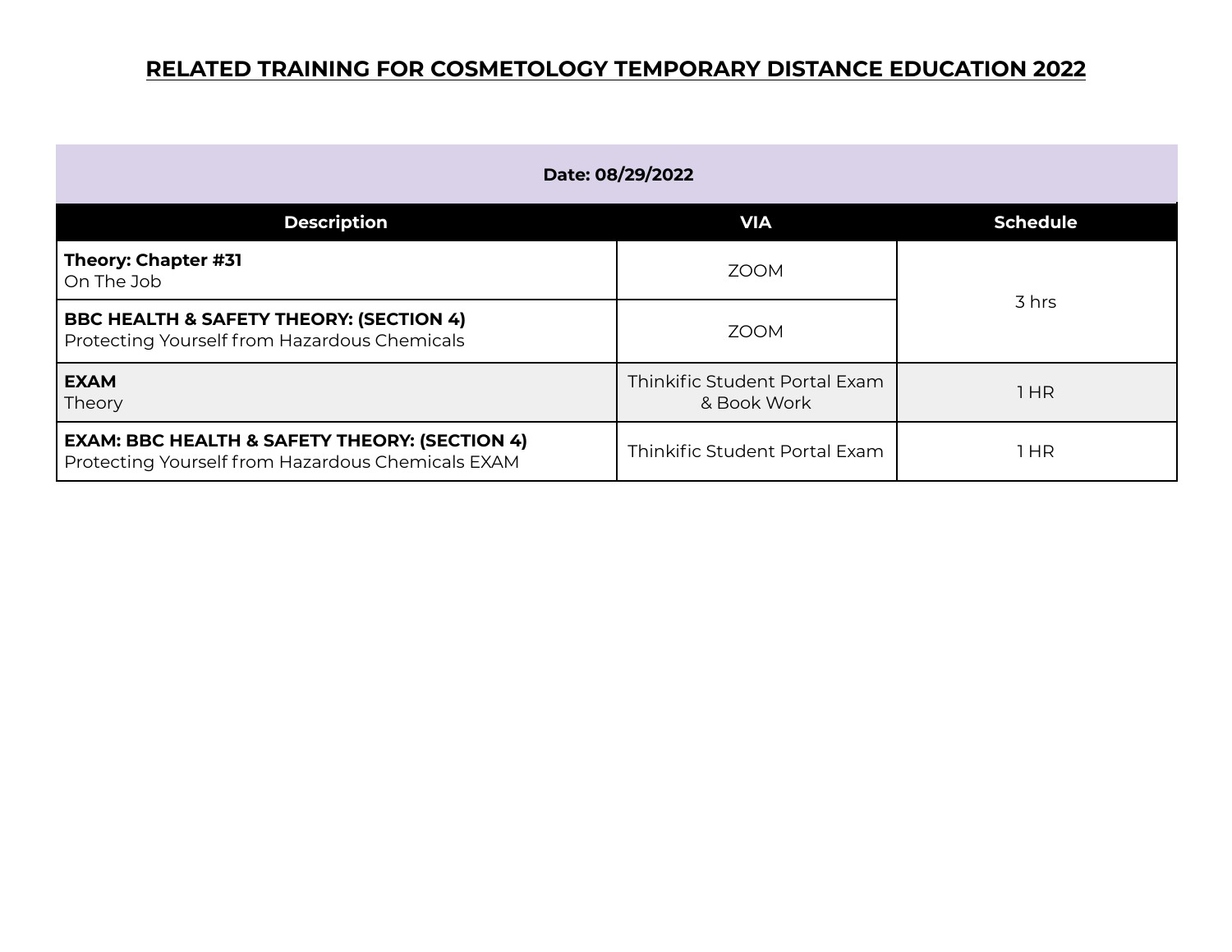# RELATED TRAINING FOR COSMETOLOGY TEMPORARY DISTANCE EDUCATION 2022

| Date: 08/29/2022 | | |
|---|---|---|
| **Description** | **VIA** | **Schedule** |
| **Theory: Chapter #31**<br>On The Job | ZOOM | 3 hrs |
| **BBC HEALTH & SAFETY THEORY: (SECTION 4)**<br>Protecting Yourself from Hazardous Chemicals | ZOOM | |
| **EXAM**<br>Theory | Thinkific Student Portal Exam & Book Work | 1 HR |
| **EXAM: BBC HEALTH & SAFETY THEORY: (SECTION 4)**<br>Protecting Yourself from Hazardous Chemicals EXAM | Thinkific Student Portal Exam | 1 HR |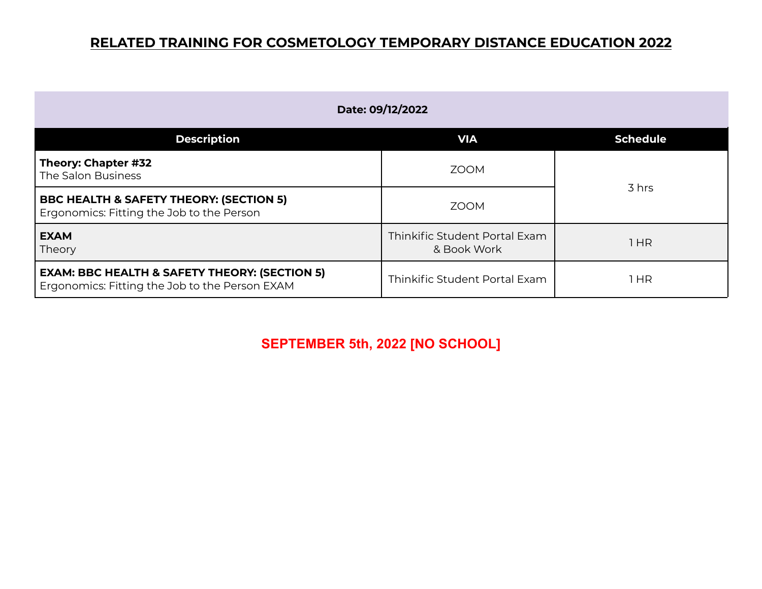# RELATED TRAINING FOR COSMETOLOGY TEMPORARY DISTANCE EDUCATION 2022

| Date: 09/12/2022 | | |
|---|---|---|
| **Description** | **VIA** | **Schedule** |
| **Theory: Chapter #32**<br>The Salon Business | ZOOM | 3 hrs |
| **BBC HEALTH & SAFETY THEORY: (SECTION 5)**<br>Ergonomics: Fitting the Job to the Person | ZOOM | |
| **EXAM**<br>Theory | Thinkific Student Portal Exam & Book Work | 1 HR |
| **EXAM: BBC HEALTH & SAFETY THEORY: (SECTION 5)**<br>Ergonomics: Fitting the Job to the Person EXAM | Thinkific Student Portal Exam | 1 HR |

**SEPTEMBER 5th, 2022 [NO SCHOOL]**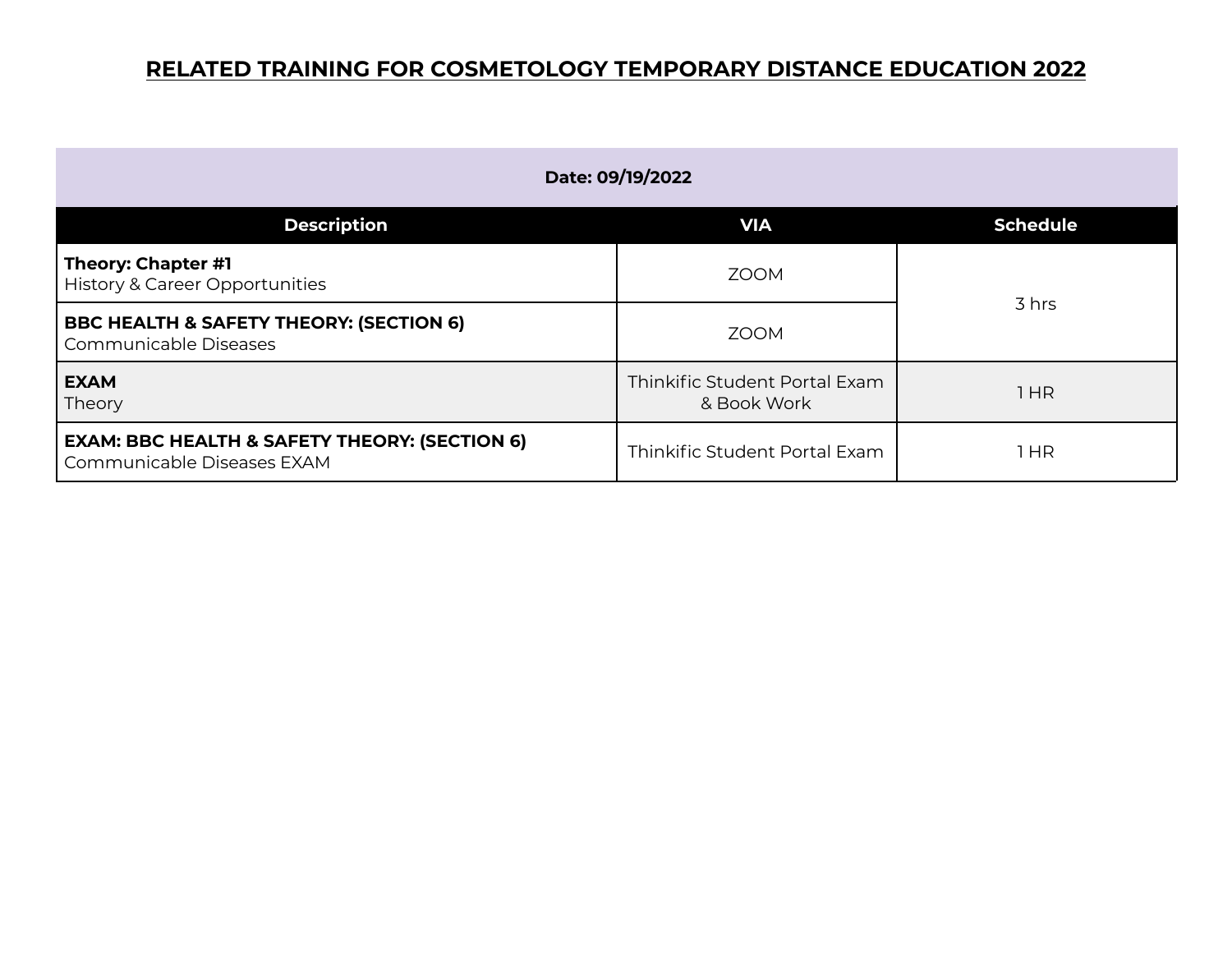# RELATED TRAINING FOR COSMETOLOGY TEMPORARY DISTANCE EDUCATION 2022

| Date: 09/19/2022 | | |
|---|---|---|
| **Description** | **VIA** | **Schedule** |
| **Theory: Chapter #1**<br>History & Career Opportunities | ZOOM | 3 hrs |
| **BBC HEALTH & SAFETY THEORY: (SECTION 6)**<br>Communicable Diseases | ZOOM | |
| **EXAM**<br>Theory | Thinkific Student Portal Exam & Book Work | 1 HR |
| **EXAM: BBC HEALTH & SAFETY THEORY: (SECTION 6)**<br>Communicable Diseases EXAM | Thinkific Student Portal Exam | 1 HR |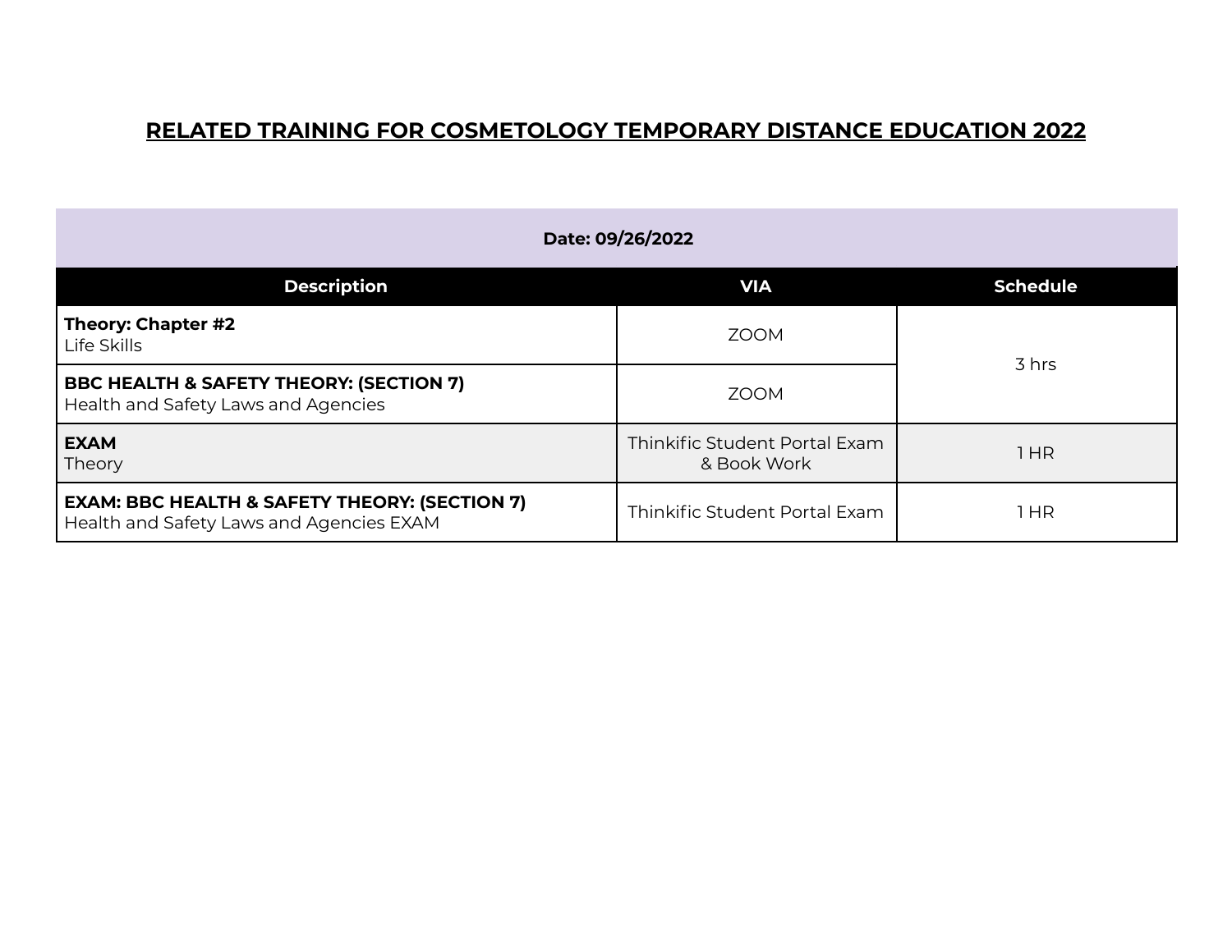# RELATED TRAINING FOR COSMETOLOGY TEMPORARY DISTANCE EDUCATION 2022

| **Date: 09/26/2022** | | |
|---|---|---|
| **Description** | **VIA** | **Schedule** |
| **Theory: Chapter #2**<br>Life Skills | ZOOM | 3 hrs |
| **BBC HEALTH & SAFETY THEORY: (SECTION 7)**<br>Health and Safety Laws and Agencies | ZOOM | |
| **EXAM**<br>Theory | Thinkific Student Portal Exam & Book Work | 1 HR |
| **EXAM: BBC HEALTH & SAFETY THEORY: (SECTION 7)**<br>Health and Safety Laws and Agencies EXAM | Thinkific Student Portal Exam | 1 HR |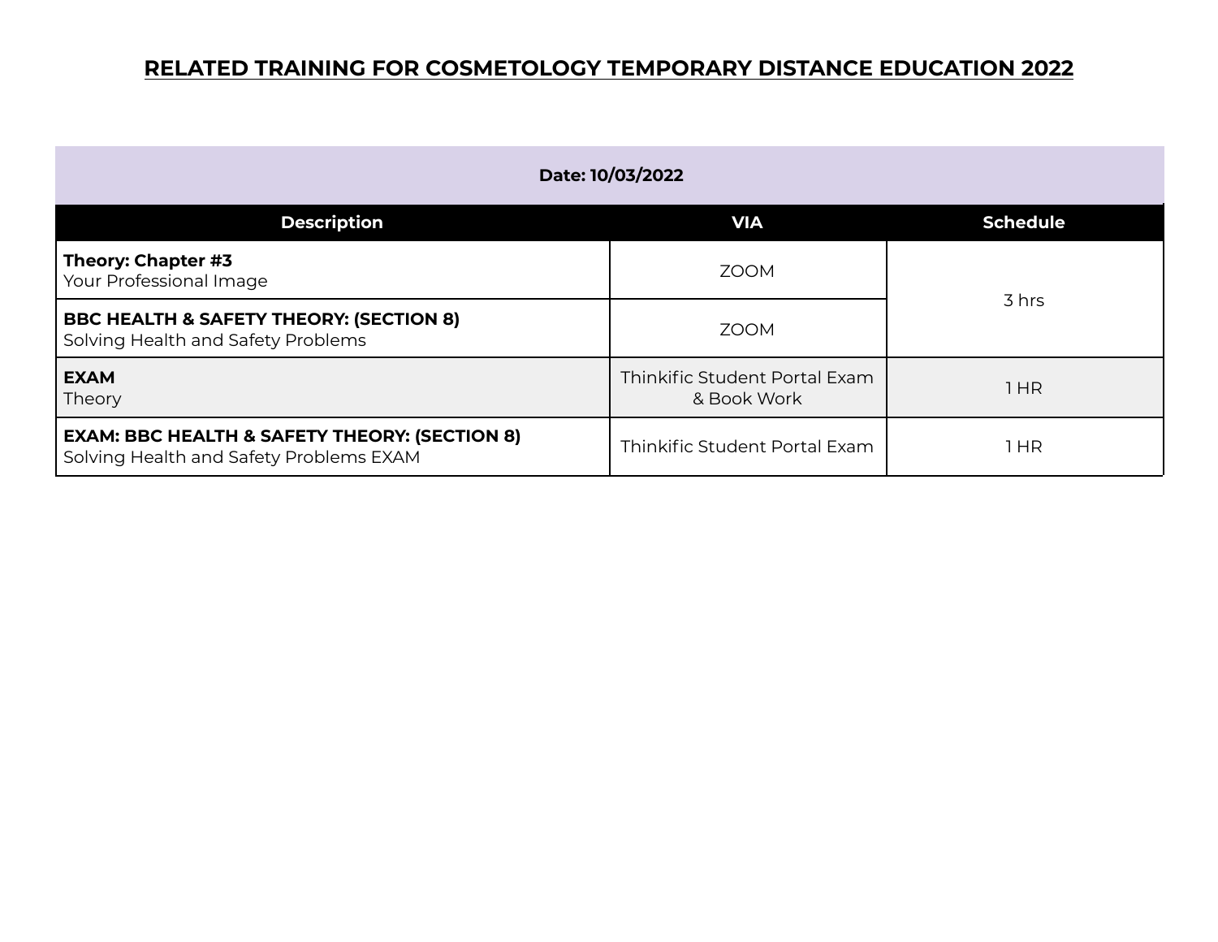# RELATED TRAINING FOR COSMETOLOGY TEMPORARY DISTANCE EDUCATION 2022

| Date: 10/03/2022 | | |
|---|---|---|
| **Description** | **VIA** | **Schedule** |
| **Theory: Chapter #3**<br>Your Professional Image | ZOOM | 3 hrs |
| **BBC HEALTH & SAFETY THEORY: (SECTION 8)**<br>Solving Health and Safety Problems | ZOOM | |
| **EXAM**<br>Theory | Thinkific Student Portal Exam & Book Work | 1 HR |
| **EXAM: BBC HEALTH & SAFETY THEORY: (SECTION 8)**<br>Solving Health and Safety Problems EXAM | Thinkific Student Portal Exam | 1 HR |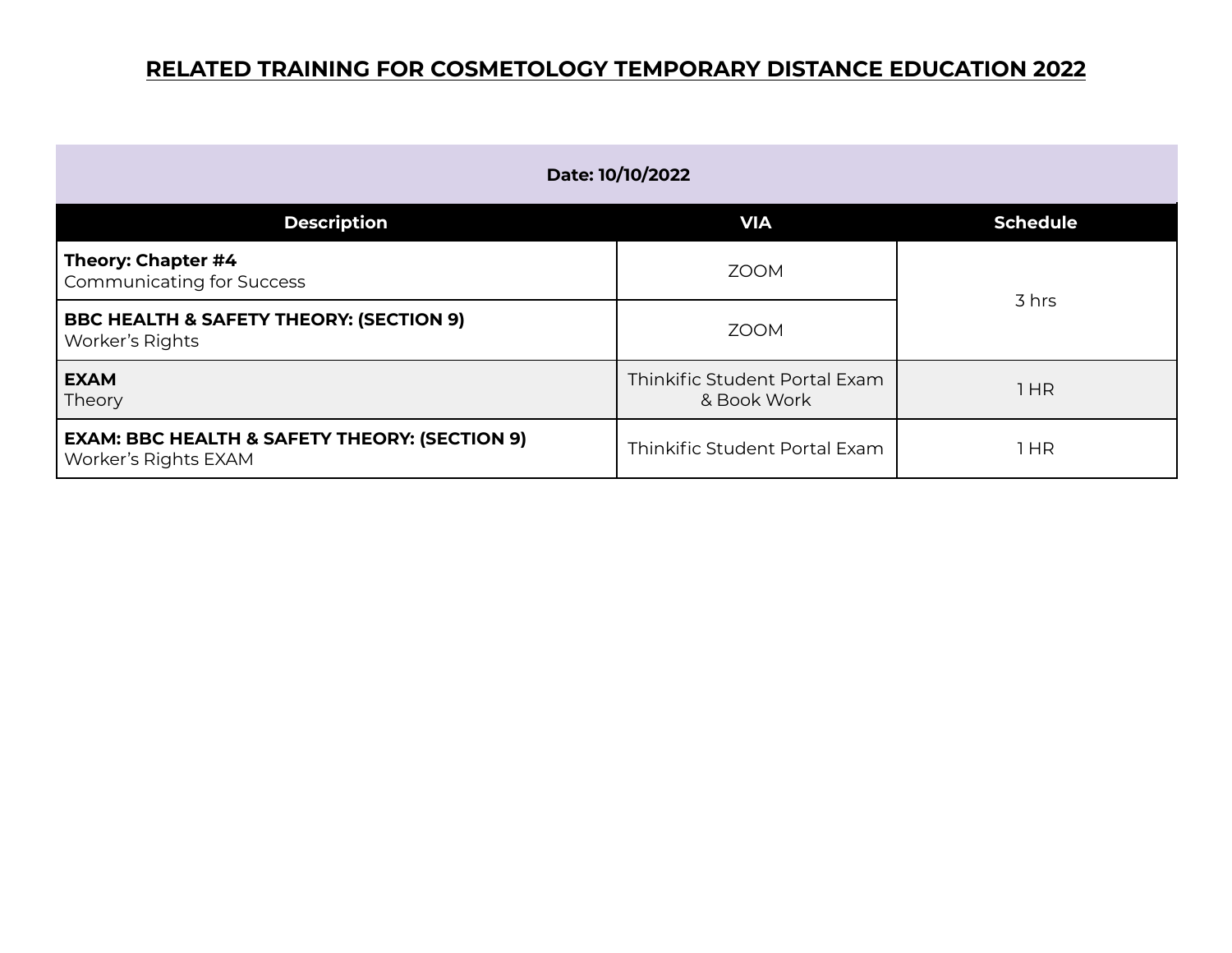# RELATED TRAINING FOR COSMETOLOGY TEMPORARY DISTANCE EDUCATION 2022

| **Date: 10/10/2022** | | |
|---|---|---|
| **Description** | **VIA** | **Schedule** |
| **Theory: Chapter #4**<br>Communicating for Success | ZOOM | 3 hrs |
| **BBC HEALTH & SAFETY THEORY: (SECTION 9)**<br>Worker's Rights | ZOOM | |
| **EXAM**<br>Theory | Thinkific Student Portal Exam & Book Work | 1 HR |
| **EXAM: BBC HEALTH & SAFETY THEORY: (SECTION 9)**<br>Worker's Rights EXAM | Thinkific Student Portal Exam | 1 HR |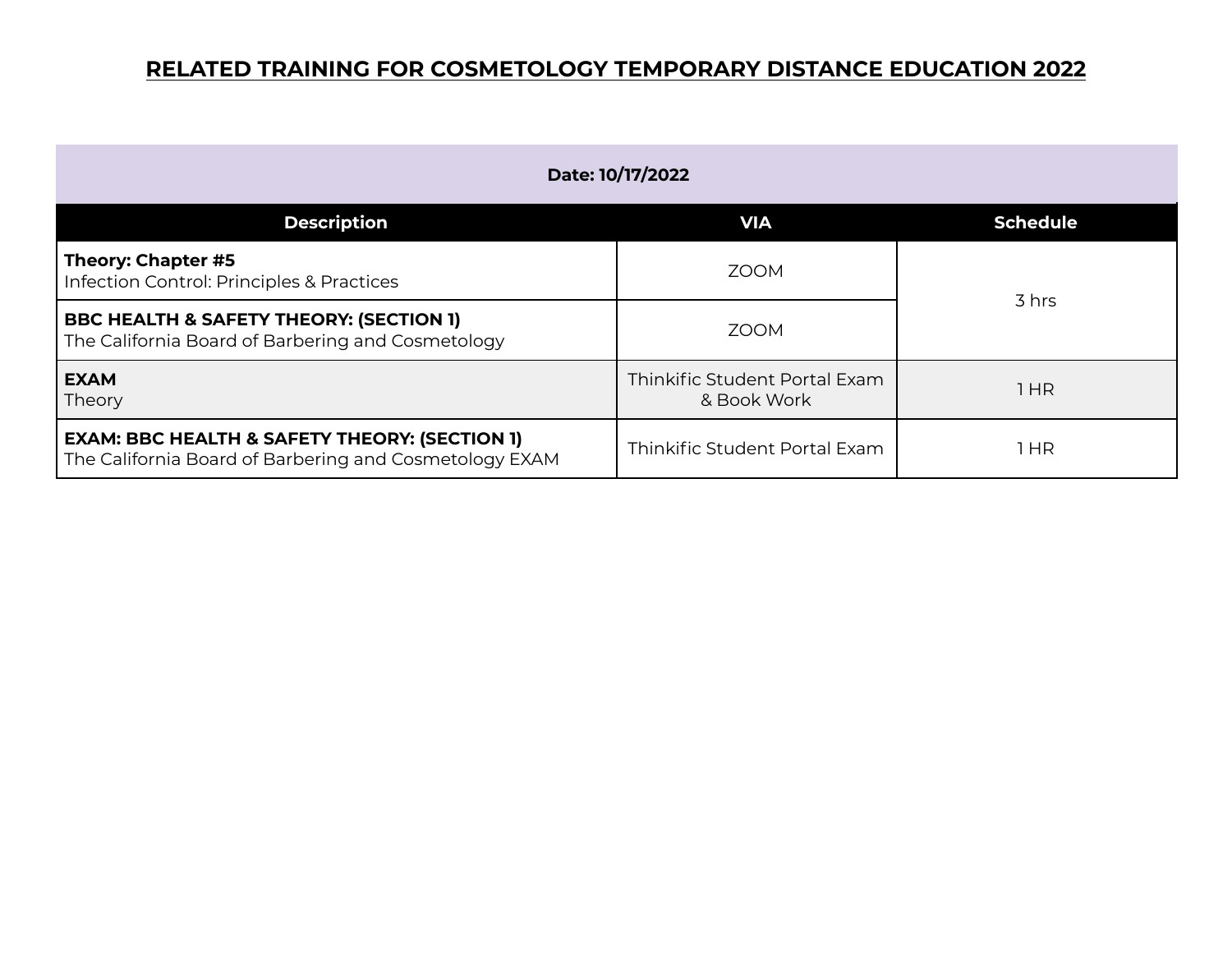# RELATED TRAINING FOR COSMETOLOGY TEMPORARY DISTANCE EDUCATION 2022

**Date: 10/17/2022**

| Description | VIA | Schedule |
|---|---|---|
| **Theory: Chapter #5**<br>Infection Control: Principles & Practices | ZOOM | 3 hrs |
| **BBC HEALTH & SAFETY THEORY: (SECTION 1)**<br>The California Board of Barbering and Cosmetology | ZOOM | |
| **EXAM**<br>Theory | Thinkific Student Portal Exam & Book Work | 1 HR |
| **EXAM: BBC HEALTH & SAFETY THEORY: (SECTION 1)**<br>The California Board of Barbering and Cosmetology EXAM | Thinkific Student Portal Exam | 1 HR |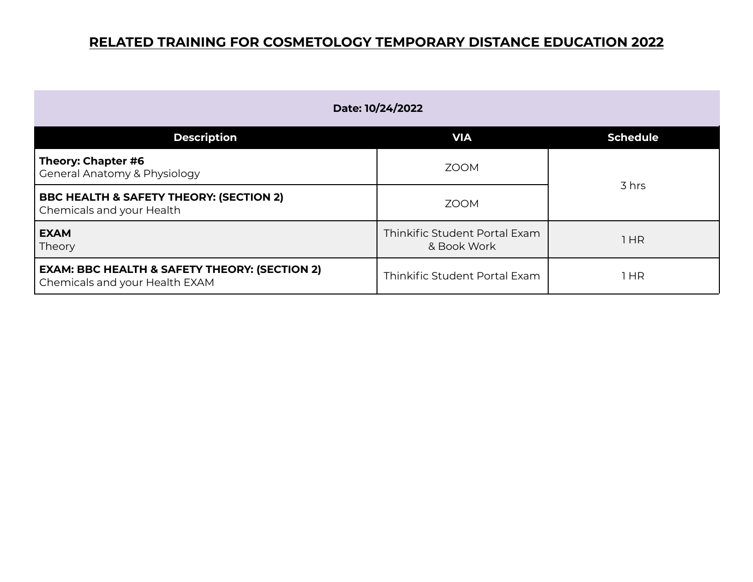# RELATED TRAINING FOR COSMETOLOGY TEMPORARY DISTANCE EDUCATION 2022

| Date: 10/24/2022 | | |
|---|---|---|
| **Description** | **VIA** | **Schedule** |
| **Theory: Chapter #6**<br>General Anatomy & Physiology | ZOOM | 3 hrs |
| **BBC HEALTH & SAFETY THEORY: (SECTION 2)**<br>Chemicals and your Health | ZOOM | |
| **EXAM**<br>Theory | Thinkific Student Portal Exam & Book Work | 1 HR |
| **EXAM: BBC HEALTH & SAFETY THEORY: (SECTION 2)**<br>Chemicals and your Health EXAM | Thinkific Student Portal Exam | 1 HR |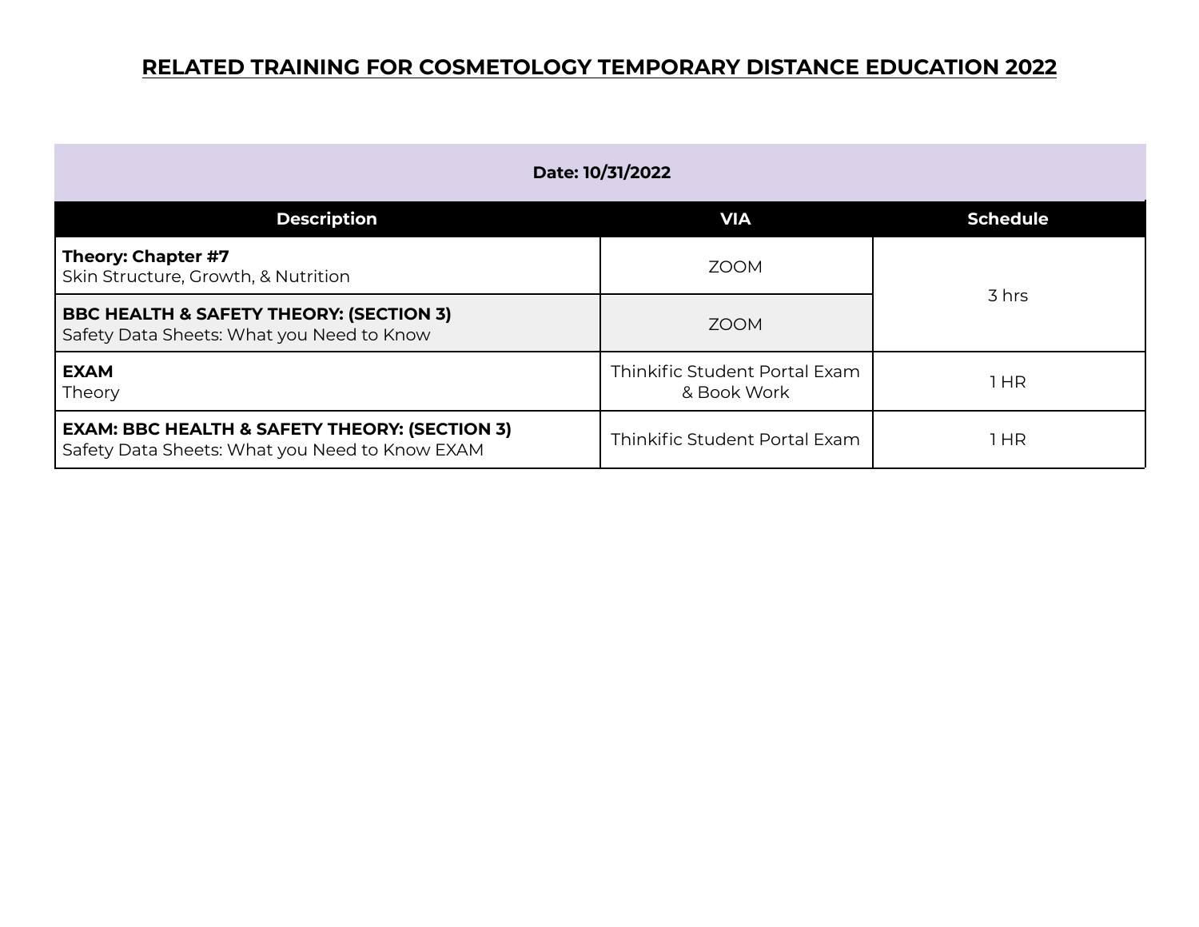# RELATED TRAINING FOR COSMETOLOGY TEMPORARY DISTANCE EDUCATION 2022

**Date: 10/31/2022**

| Description | VIA | Schedule |
|---|---|---|
| **Theory: Chapter #7**<br>Skin Structure, Growth, & Nutrition | ZOOM | 3 hrs |
| **BBC HEALTH & SAFETY THEORY: (SECTION 3)**<br>Safety Data Sheets: What you Need to Know | ZOOM | |
| **EXAM**<br>Theory | Thinkific Student Portal Exam & Book Work | 1 HR |
| **EXAM: BBC HEALTH & SAFETY THEORY: (SECTION 3)**<br>Safety Data Sheets: What you Need to Know EXAM | Thinkific Student Portal Exam | 1 HR |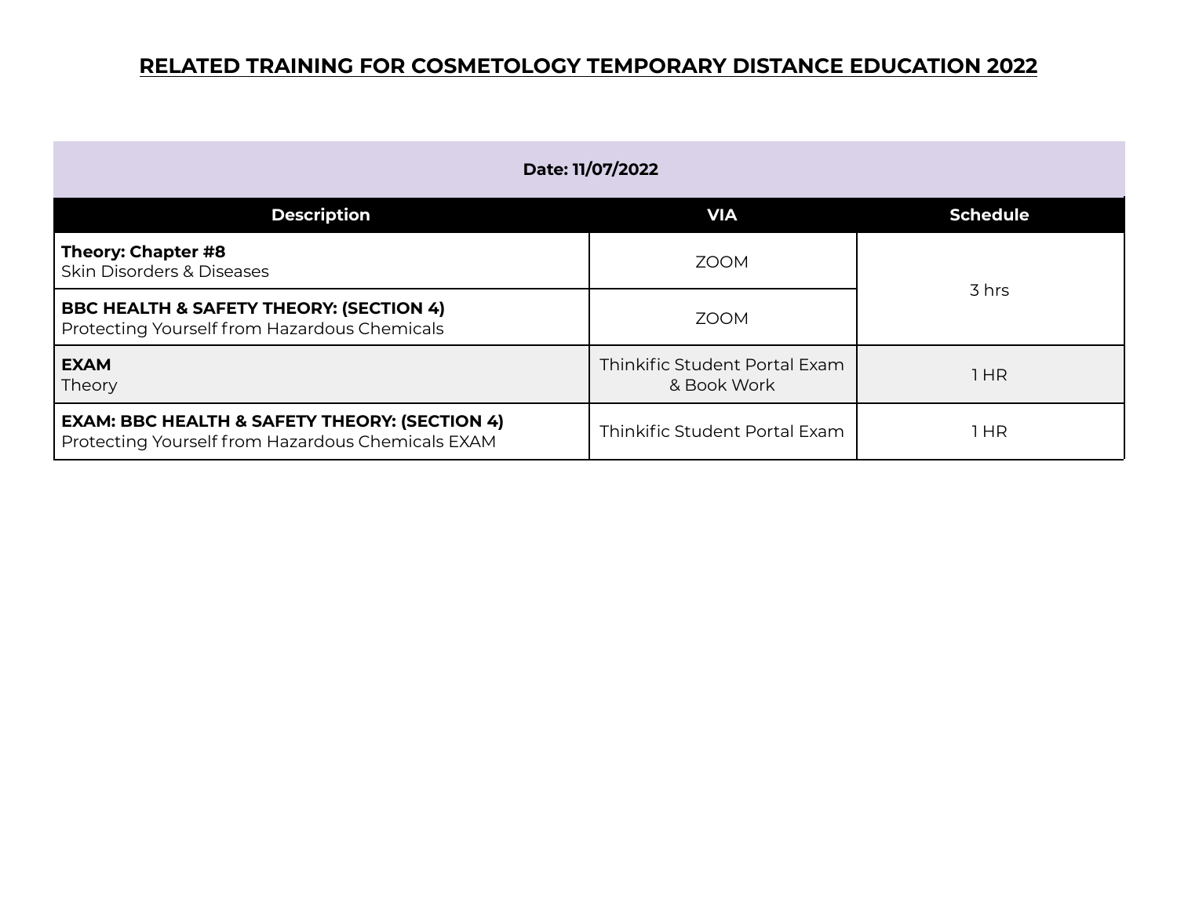# RELATED TRAINING FOR COSMETOLOGY TEMPORARY DISTANCE EDUCATION 2022

| Date: 11/07/2022 | | |
|---|---|---|
| **Description** | **VIA** | **Schedule** |
| **Theory: Chapter #8**<br>Skin Disorders & Diseases | ZOOM | 3 hrs |
| **BBC HEALTH & SAFETY THEORY: (SECTION 4)**<br>Protecting Yourself from Hazardous Chemicals | ZOOM | |
| **EXAM**<br>Theory | Thinkific Student Portal Exam & Book Work | 1 HR |
| **EXAM: BBC HEALTH & SAFETY THEORY: (SECTION 4)**<br>Protecting Yourself from Hazardous Chemicals EXAM | Thinkific Student Portal Exam | 1 HR |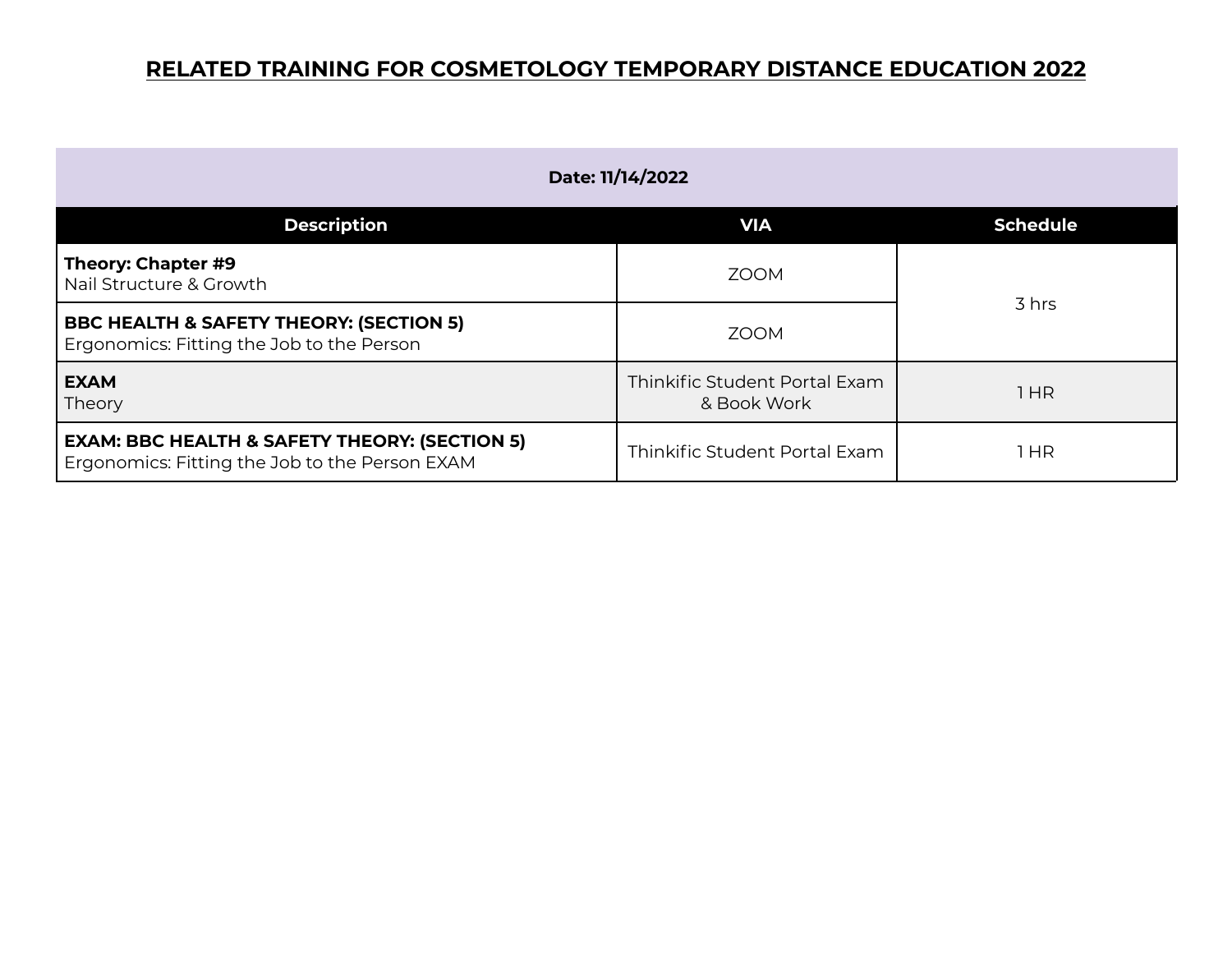# RELATED TRAINING FOR COSMETOLOGY TEMPORARY DISTANCE EDUCATION 2022

| Date: 11/14/2022 | | |
|---|---|---|
| **Description** | **VIA** | **Schedule** |
| **Theory: Chapter #9**<br>Nail Structure & Growth | ZOOM | 3 hrs |
| **BBC HEALTH & SAFETY THEORY: (SECTION 5)**<br>Ergonomics: Fitting the Job to the Person | ZOOM | |
| **EXAM**<br>Theory | Thinkific Student Portal Exam & Book Work | 1 HR |
| **EXAM: BBC HEALTH & SAFETY THEORY: (SECTION 5)**<br>Ergonomics: Fitting the Job to the Person EXAM | Thinkific Student Portal Exam | 1 HR |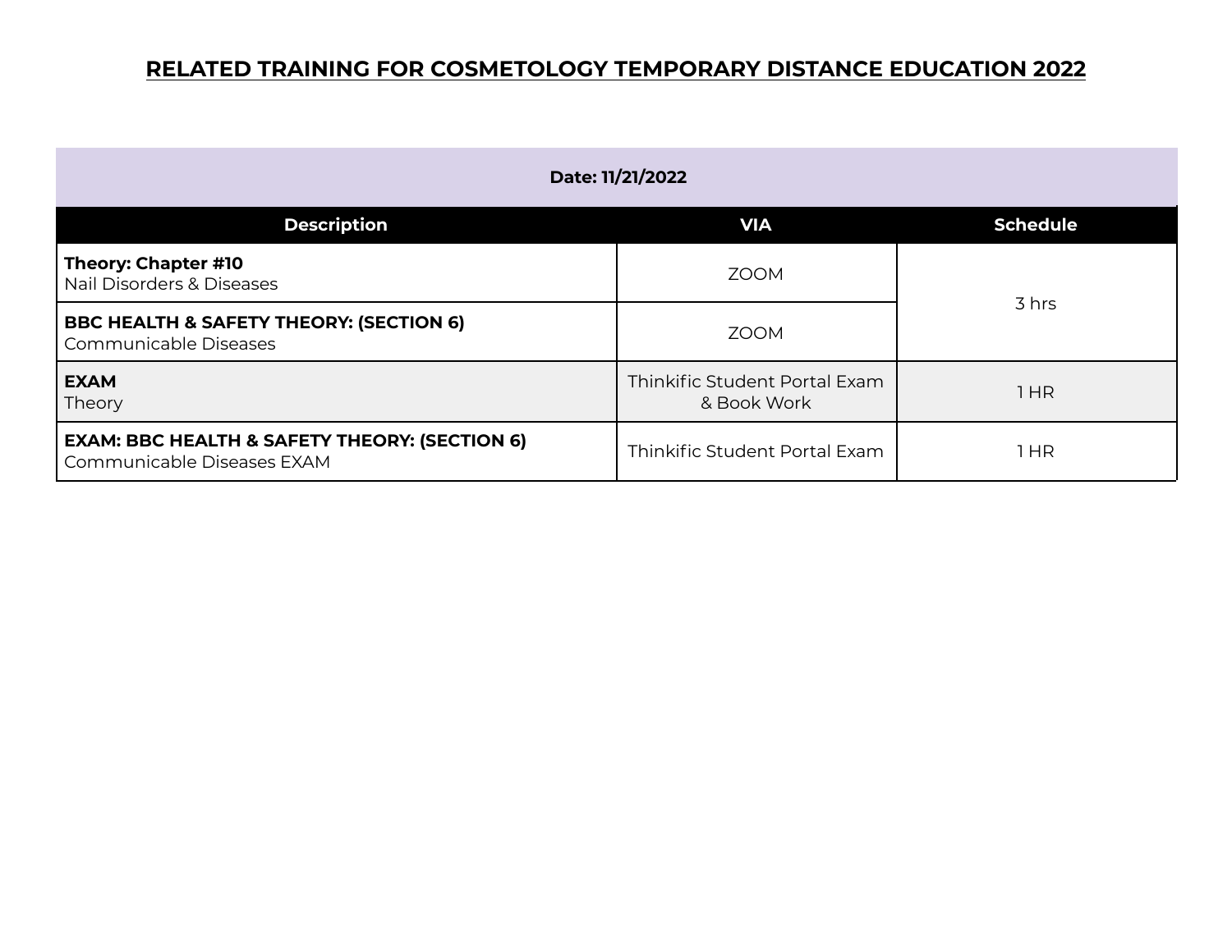# RELATED TRAINING FOR COSMETOLOGY TEMPORARY DISTANCE EDUCATION 2022

| Date: 11/21/2022 | | |
|---|---|---|
| **Description** | **VIA** | **Schedule** |
| **Theory: Chapter #10** Nail Disorders & Diseases | ZOOM | 3 hrs |
| **BBC HEALTH & SAFETY THEORY: (SECTION 6)** Communicable Diseases | ZOOM | |
| **EXAM** Theory | Thinkific Student Portal Exam & Book Work | 1 HR |
| **EXAM: BBC HEALTH & SAFETY THEORY: (SECTION 6)** Communicable Diseases EXAM | Thinkific Student Portal Exam | 1 HR |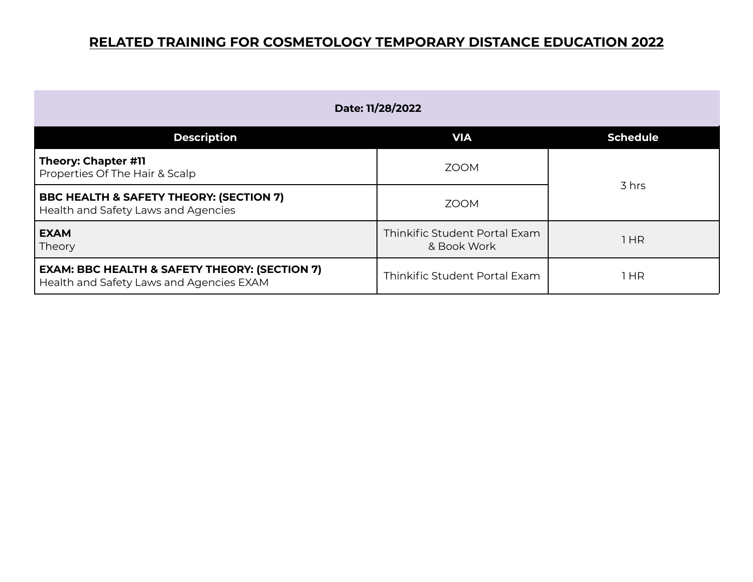# RELATED TRAINING FOR COSMETOLOGY TEMPORARY DISTANCE EDUCATION 2022

| Date: 11/28/2022 | | |
|---|---|---|
| **Description** | **VIA** | **Schedule** |
| **Theory: Chapter #11**<br>Properties Of The Hair & Scalp | ZOOM | 3 hrs |
| **BBC HEALTH & SAFETY THEORY: (SECTION 7)**<br>Health and Safety Laws and Agencies | ZOOM | |
| **EXAM**<br>Theory | Thinkific Student Portal Exam & Book Work | 1 HR |
| **EXAM: BBC HEALTH & SAFETY THEORY: (SECTION 7)**<br>Health and Safety Laws and Agencies EXAM | Thinkific Student Portal Exam | 1 HR |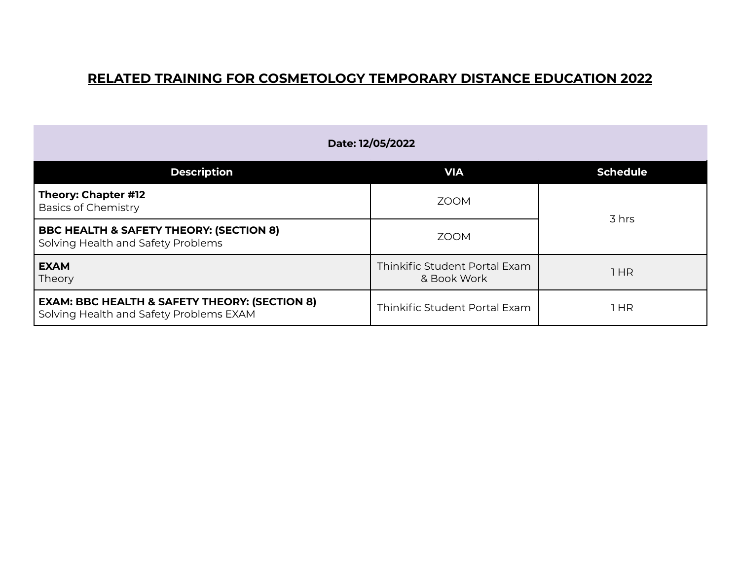# RELATED TRAINING FOR COSMETOLOGY TEMPORARY DISTANCE EDUCATION 2022

| Date: 12/05/2022 | | |
|---|---|---|
| **Description** | **VIA** | **Schedule** |
| **Theory: Chapter #12**<br>Basics of Chemistry | ZOOM | 3 hrs |
| **BBC HEALTH & SAFETY THEORY: (SECTION 8)**<br>Solving Health and Safety Problems | ZOOM | |
| **EXAM**<br>Theory | Thinkific Student Portal Exam & Book Work | 1 HR |
| **EXAM: BBC HEALTH & SAFETY THEORY: (SECTION 8)**<br>Solving Health and Safety Problems EXAM | Thinkific Student Portal Exam | 1 HR |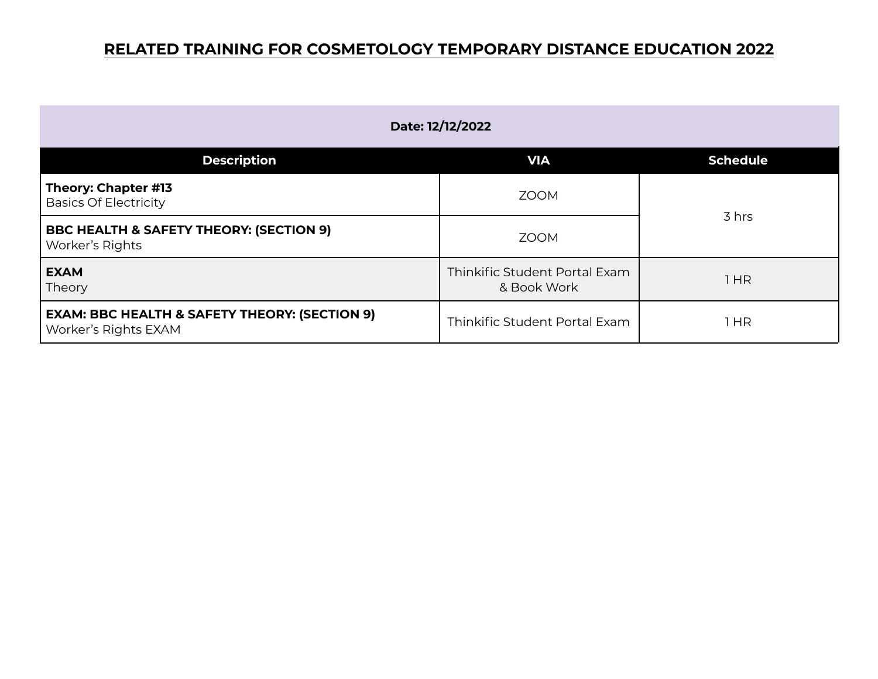# RELATED TRAINING FOR COSMETOLOGY TEMPORARY DISTANCE EDUCATION 2022

| Date: 12/12/2022 | | |
|---|---|---|
| **Description** | **VIA** | **Schedule** |
| **Theory: Chapter #13** Basics Of Electricity | ZOOM | 3 hrs |
| **BBC HEALTH & SAFETY THEORY: (SECTION 9)** Worker's Rights | ZOOM | |
| **EXAM** Theory | Thinkific Student Portal Exam & Book Work | 1 HR |
| **EXAM: BBC HEALTH & SAFETY THEORY: (SECTION 9)** Worker's Rights EXAM | Thinkific Student Portal Exam | 1 HR |